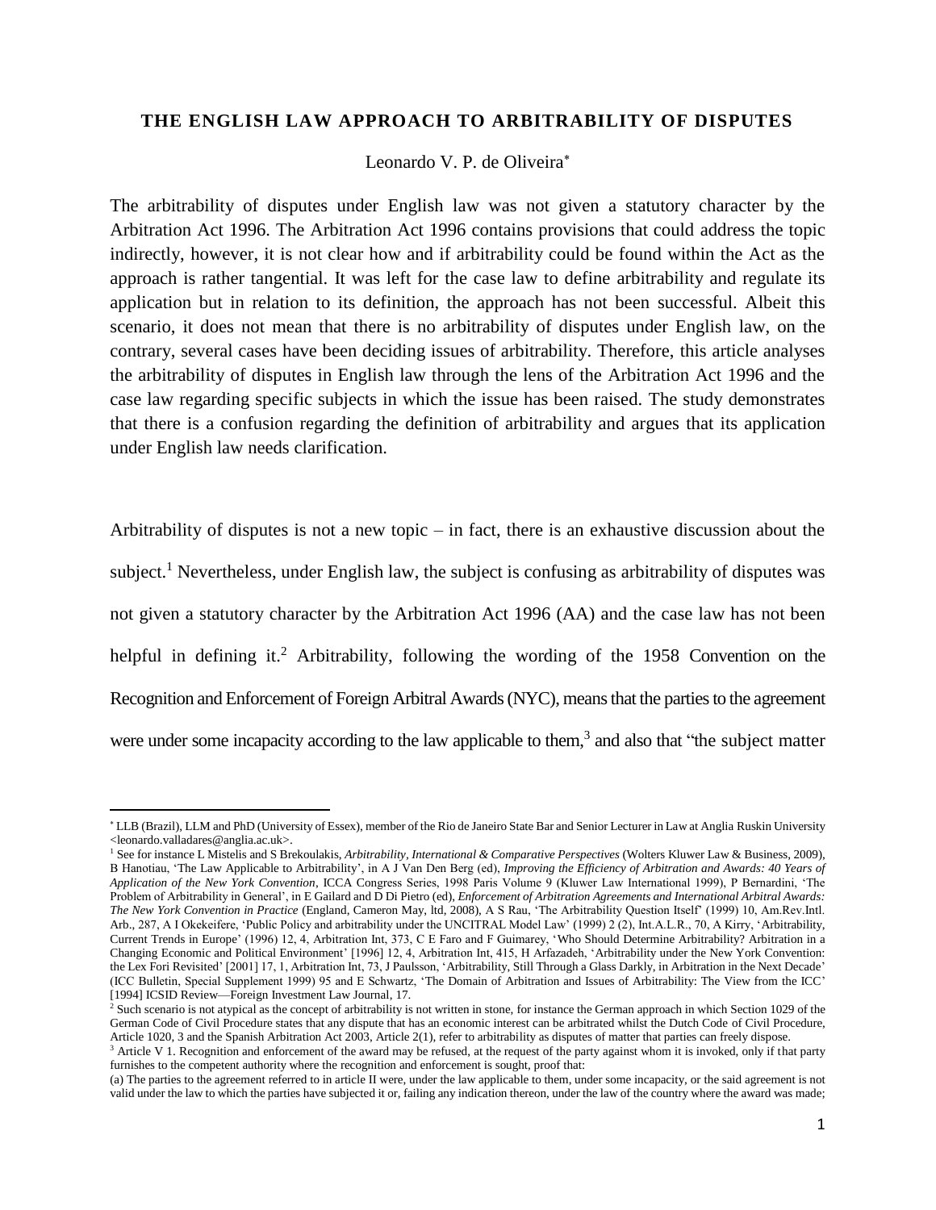# THE ENGLISH LAW APPROACH TO ARBITRABILITY OF DISPUTES

Leonardo V. P. de Oliveira[*]

The arbitrability of disputes under English law was not given a statutory character by the Arbitration Act 1996. The Arbitration Act 1996 contains provisions that could address the topic indirectly, however, it is not clear how and if arbitrability could be found within the Act as the approach is rather tangential. It was left for the case law to define arbitrability and regulate its application but in relation to its definition, the approach has not been successful. Albeit this scenario, it does not mean that there is no arbitrability of disputes under English law, on the contrary, several cases have been deciding issues of arbitrability. Therefore, this article analyses the arbitrability of disputes in English law through the lens of the Arbitration Act 1996 and the case law regarding specific subjects in which the issue has been raised. The study demonstrates that there is a confusion regarding the definition of arbitrability and argues that its application under English law needs clarification.

Arbitrability of disputes is not a new topic – in fact, there is an exhaustive discussion about the subject.[1] Nevertheless, under English law, the subject is confusing as arbitrability of disputes was not given a statutory character by the Arbitration Act 1996 (AA) and the case law has not been helpful in defining it.[2] Arbitrability, following the wording of the 1958 Convention on the Recognition and Enforcement of Foreign Arbitral Awards (NYC), means that the parties to the agreement were under some incapacity according to the law applicable to them,[3] and also that "the subject matter

---

[*] LLB (Brazil), LLM and PhD (University of Essex), member of the Rio de Janeiro State Bar and Senior Lecturer in Law at Anglia Ruskin University <leonardo.valladares@anglia.ac.uk>.

[1] See for instance L Mistelis and S Brekoulakis, *Arbitrability, International & Comparative Perspectives* (Wolters Kluwer Law & Business, 2009), B Hanotiau, 'The Law Applicable to Arbitrability', in A J Van Den Berg (ed), *Improving the Efficiency of Arbitration and Awards: 40 Years of Application of the New York Convention*, ICCA Congress Series, 1998 Paris Volume 9 (Kluwer Law International 1999), P Bernardini, 'The Problem of Arbitrability in General', in E Gailard and D Di Pietro (ed), *Enforcement of Arbitration Agreements and International Arbitral Awards: The New York Convention in Practice* (England, Cameron May, ltd, 2008), A S Rau, 'The Arbitrability Question Itself' (1999) 10, Am.Rev.Intl. Arb., 287, A I Okekeifere, 'Public Policy and arbitrability under the UNCITRAL Model Law' (1999) 2 (2), Int.A.L.R., 70, A Kirry, 'Arbitrability, Current Trends in Europe' (1996) 12, 4, Arbitration Int, 373, C E Faro and F Guimarey, 'Who Should Determine Arbitrability? Arbitration in a Changing Economic and Political Environment' [1996] 12, 4, Arbitration Int, 415, H Arfazadeh, 'Arbitrability under the New York Convention: the Lex Fori Revisited' [2001] 17, 1, Arbitration Int, 73, J Paulsson, 'Arbitrability, Still Through a Glass Darkly, in Arbitration in the Next Decade' (ICC Bulletin, Special Supplement 1999) 95 and E Schwartz, 'The Domain of Arbitration and Issues of Arbitrability: The View from the ICC' [1994] ICSID Review—Foreign Investment Law Journal, 17.

[2] Such scenario is not atypical as the concept of arbitrability is not written in stone, for instance the German approach in which Section 1029 of the German Code of Civil Procedure states that any dispute that has an economic interest can be arbitrated whilst the Dutch Code of Civil Procedure, Article 1020, 3 and the Spanish Arbitration Act 2003, Article 2(1), refer to arbitrability as disputes of matter that parties can freely dispose.

[3] Article V 1. Recognition and enforcement of the award may be refused, at the request of the party against whom it is invoked, only if that party furnishes to the competent authority where the recognition and enforcement is sought, proof that:

(a) The parties to the agreement referred to in article II were, under the law applicable to them, under some incapacity, or the said agreement is not valid under the law to which the parties have subjected it or, failing any indication thereon, under the law of the country where the award was made;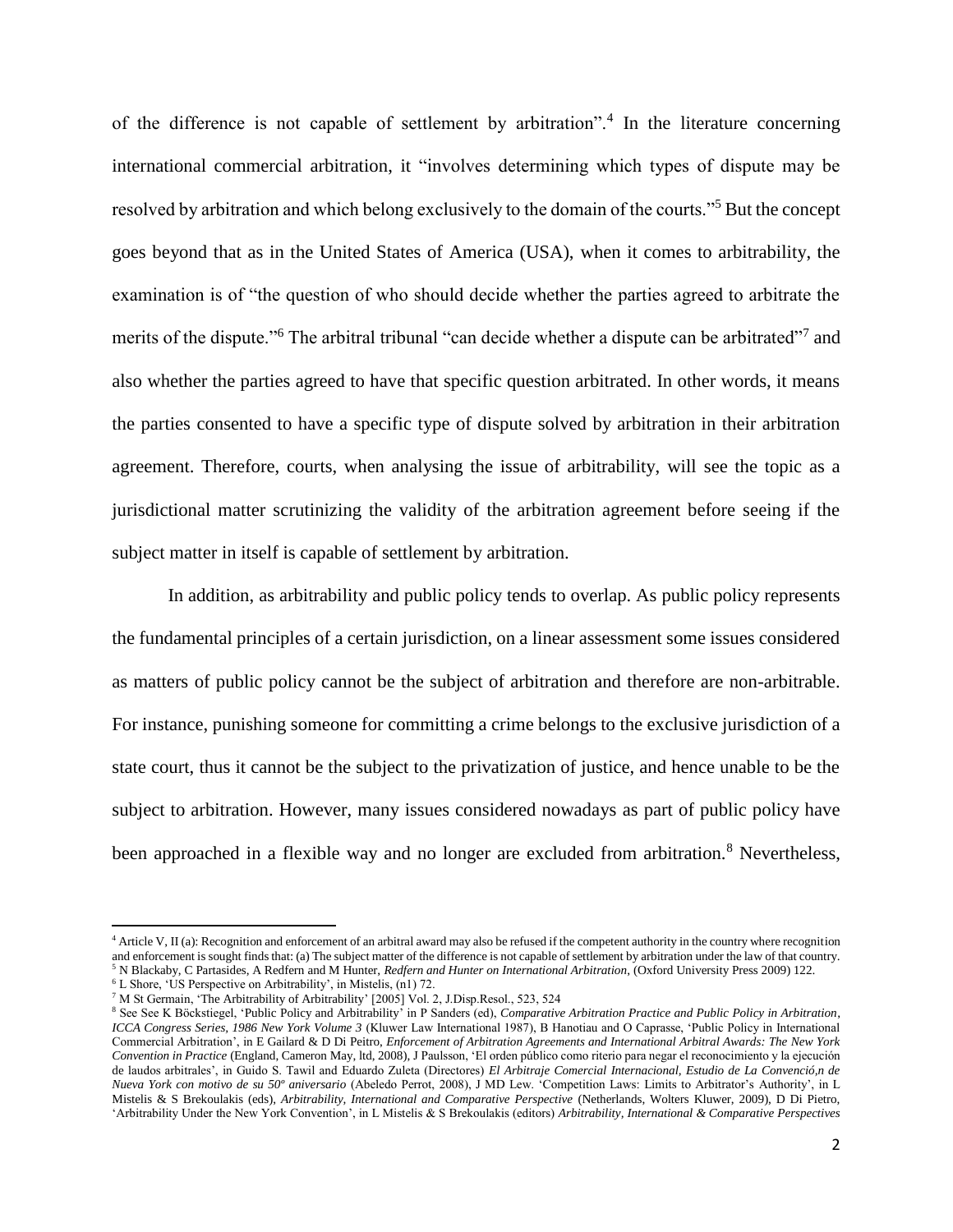of the difference is not capable of settlement by arbitration".[4] In the literature concerning international commercial arbitration, it "involves determining which types of dispute may be resolved by arbitration and which belong exclusively to the domain of the courts."[5] But the concept goes beyond that as in the United States of America (USA), when it comes to arbitrability, the examination is of "the question of who should decide whether the parties agreed to arbitrate the merits of the dispute."[6] The arbitral tribunal "can decide whether a dispute can be arbitrated"[7] and also whether the parties agreed to have that specific question arbitrated. In other words, it means the parties consented to have a specific type of dispute solved by arbitration in their arbitration agreement. Therefore, courts, when analysing the issue of arbitrability, will see the topic as a jurisdictional matter scrutinizing the validity of the arbitration agreement before seeing if the subject matter in itself is capable of settlement by arbitration.

In addition, as arbitrability and public policy tends to overlap. As public policy represents the fundamental principles of a certain jurisdiction, on a linear assessment some issues considered as matters of public policy cannot be the subject of arbitration and therefore are non-arbitrable. For instance, punishing someone for committing a crime belongs to the exclusive jurisdiction of a state court, thus it cannot be the subject to the privatization of justice, and hence unable to be the subject to arbitration. However, many issues considered nowadays as part of public policy have been approached in a flexible way and no longer are excluded from arbitration.[8] Nevertheless,

---

[4] Article V, II (a): Recognition and enforcement of an arbitral award may also be refused if the competent authority in the country where recognition and enforcement is sought finds that: (a) The subject matter of the difference is not capable of settlement by arbitration under the law of that country.

[5] N Blackaby, C Partasides, A Redfern and M Hunter, *Redfern and Hunter on International Arbitration*, (Oxford University Press 2009) 122.

[6] L Shore, 'US Perspective on Arbitrability', in Mistelis, (n1) 72.

[7] M St Germain, 'The Arbitrability of Arbitrability' [2005] Vol. 2, J.Disp.Resol., 523, 524

[8] See See K Böckstiegel, 'Public Policy and Arbitrability' in P Sanders (ed), *Comparative Arbitration Practice and Public Policy in Arbitration, ICCA Congress Series, 1986 New York Volume 3* (Kluwer Law International 1987), B Hanotiau and O Caprasse, 'Public Policy in International Commercial Arbitration', in E Gailard & D Di Peitro, *Enforcement of Arbitration Agreements and International Arbitral Awards: The New York Convention in Practice* (England, Cameron May, ltd, 2008), J Paulsson, 'El orden público como riterio para negar el reconocimiento y la ejecución de laudos arbitrales', in Guido S. Tawil and Eduardo Zuleta (Directores) *El Arbitraje Comercial Internacional, Estudio de La Convenció,n de Nueva York con motivo de su 50º aniversario* (Abeledo Perrot, 2008), J MD Lew. 'Competition Laws: Limits to Arbitrator's Authority', in L Mistelis & S Brekoulakis (eds), *Arbitrability, International and Comparative Perspective* (Netherlands, Wolters Kluwer, 2009), D Di Pietro, 'Arbitrability Under the New York Convention', in L Mistelis & S Brekoulakis (editors) *Arbitrability, International & Comparative Perspectives*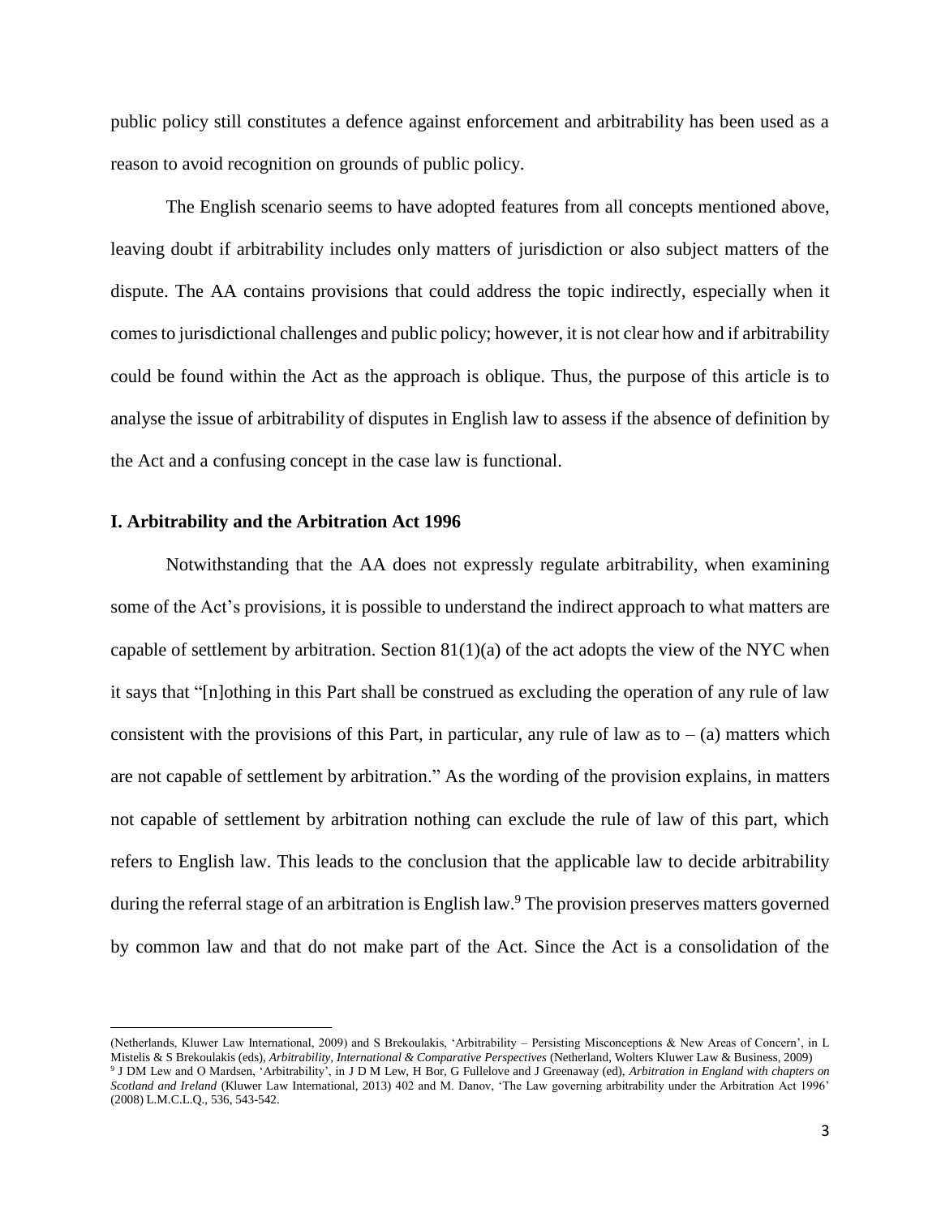public policy still constitutes a defence against enforcement and arbitrability has been used as a reason to avoid recognition on grounds of public policy.

The English scenario seems to have adopted features from all concepts mentioned above, leaving doubt if arbitrability includes only matters of jurisdiction or also subject matters of the dispute. The AA contains provisions that could address the topic indirectly, especially when it comes to jurisdictional challenges and public policy; however, it is not clear how and if arbitrability could be found within the Act as the approach is oblique. Thus, the purpose of this article is to analyse the issue of arbitrability of disputes in English law to assess if the absence of definition by the Act and a confusing concept in the case law is functional.

### I. Arbitrability and the Arbitration Act 1996

Notwithstanding that the AA does not expressly regulate arbitrability, when examining some of the Act's provisions, it is possible to understand the indirect approach to what matters are capable of settlement by arbitration. Section 81(1)(a) of the act adopts the view of the NYC when it says that "[n]othing in this Part shall be construed as excluding the operation of any rule of law consistent with the provisions of this Part, in particular, any rule of law as to – (a) matters which are not capable of settlement by arbitration." As the wording of the provision explains, in matters not capable of settlement by arbitration nothing can exclude the rule of law of this part, which refers to English law. This leads to the conclusion that the applicable law to decide arbitrability during the referral stage of an arbitration is English law.[9] The provision preserves matters governed by common law and that do not make part of the Act. Since the Act is a consolidation of the

---

(Netherlands, Kluwer Law International, 2009) and S Brekoulakis, 'Arbitrability – Persisting Misconceptions & New Areas of Concern', in L Mistelis & S Brekoulakis (eds), *Arbitrability, International & Comparative Perspectives* (Netherland, Wolters Kluwer Law & Business, 2009)

[9] J DM Lew and O Mardsen, 'Arbitrability', in J D M Lew, H Bor, G Fullelove and J Greenaway (ed), *Arbitration in England with chapters on Scotland and Ireland* (Kluwer Law International, 2013) 402 and M. Danov, 'The Law governing arbitrability under the Arbitration Act 1996' (2008) L.M.C.L.Q., 536, 543-542.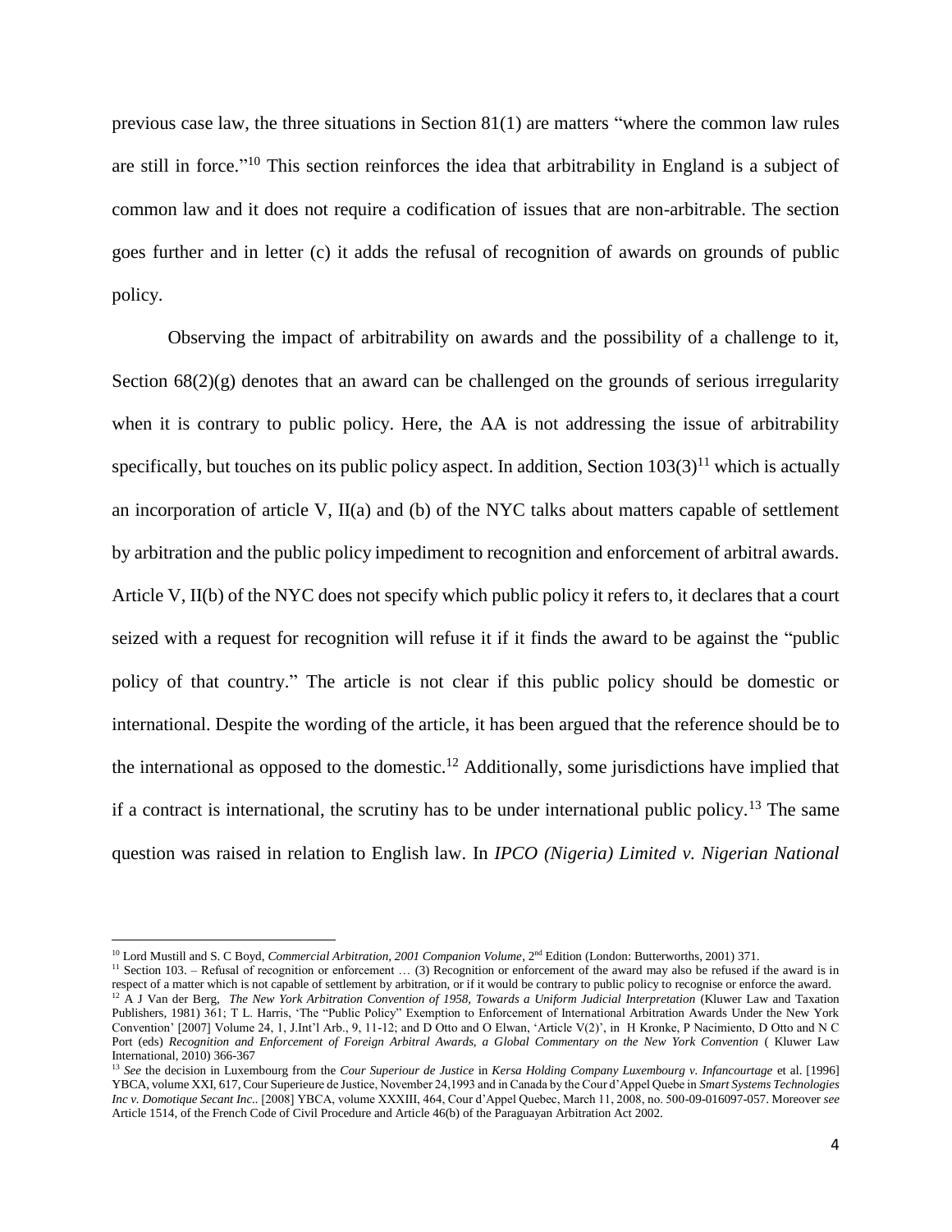previous case law, the three situations in Section 81(1) are matters "where the common law rules are still in force."[10] This section reinforces the idea that arbitrability in England is a subject of common law and it does not require a codification of issues that are non-arbitrable. The section goes further and in letter (c) it adds the refusal of recognition of awards on grounds of public policy.

Observing the impact of arbitrability on awards and the possibility of a challenge to it, Section 68(2)(g) denotes that an award can be challenged on the grounds of serious irregularity when it is contrary to public policy. Here, the AA is not addressing the issue of arbitrability specifically, but touches on its public policy aspect. In addition, Section 103(3)[11] which is actually an incorporation of article V, II(a) and (b) of the NYC talks about matters capable of settlement by arbitration and the public policy impediment to recognition and enforcement of arbitral awards. Article V, II(b) of the NYC does not specify which public policy it refers to, it declares that a court seized with a request for recognition will refuse it if it finds the award to be against the "public policy of that country." The article is not clear if this public policy should be domestic or international. Despite the wording of the article, it has been argued that the reference should be to the international as opposed to the domestic.[12] Additionally, some jurisdictions have implied that if a contract is international, the scrutiny has to be under international public policy.[13] The same question was raised in relation to English law. In *IPCO (Nigeria) Limited v. Nigerian National*

---

[10] Lord Mustill and S. C Boyd, *Commercial Arbitration, 2001 Companion Volume*, 2nd Edition (London: Butterworths, 2001) 371.

[11] Section 103. – Refusal of recognition or enforcement … (3) Recognition or enforcement of the award may also be refused if the award is in respect of a matter which is not capable of settlement by arbitration, or if it would be contrary to public policy to recognise or enforce the award.

[12] A J Van der Berg, *The New York Arbitration Convention of 1958, Towards a Uniform Judicial Interpretation* (Kluwer Law and Taxation Publishers, 1981) 361; T L. Harris, 'The "Public Policy" Exemption to Enforcement of International Arbitration Awards Under the New York Convention' [2007] Volume 24, 1, J.Int'l Arb., 9, 11-12; and D Otto and O Elwan, 'Article V(2)', in H Kronke, P Nacimiento, D Otto and N C Port (eds) *Recognition and Enforcement of Foreign Arbitral Awards, a Global Commentary on the New York Convention* ( Kluwer Law International, 2010) 366-367

[13] *See* the decision in Luxembourg from the *Cour Superiour de Justice* in *Kersa Holding Company Luxembourg v. Infancourtage* et al. [1996] YBCA, volume XXI, 617, Cour Superieure de Justice, November 24,1993 and in Canada by the Cour d'Appel Quebe in *Smart Systems Technologies Inc v. Domotique Secant Inc..* [2008] YBCA, volume XXXIII, 464, Cour d'Appel Quebec, March 11, 2008, no. 500-09-016097-057. Moreover *see* Article 1514, of the French Code of Civil Procedure and Article 46(b) of the Paraguayan Arbitration Act 2002.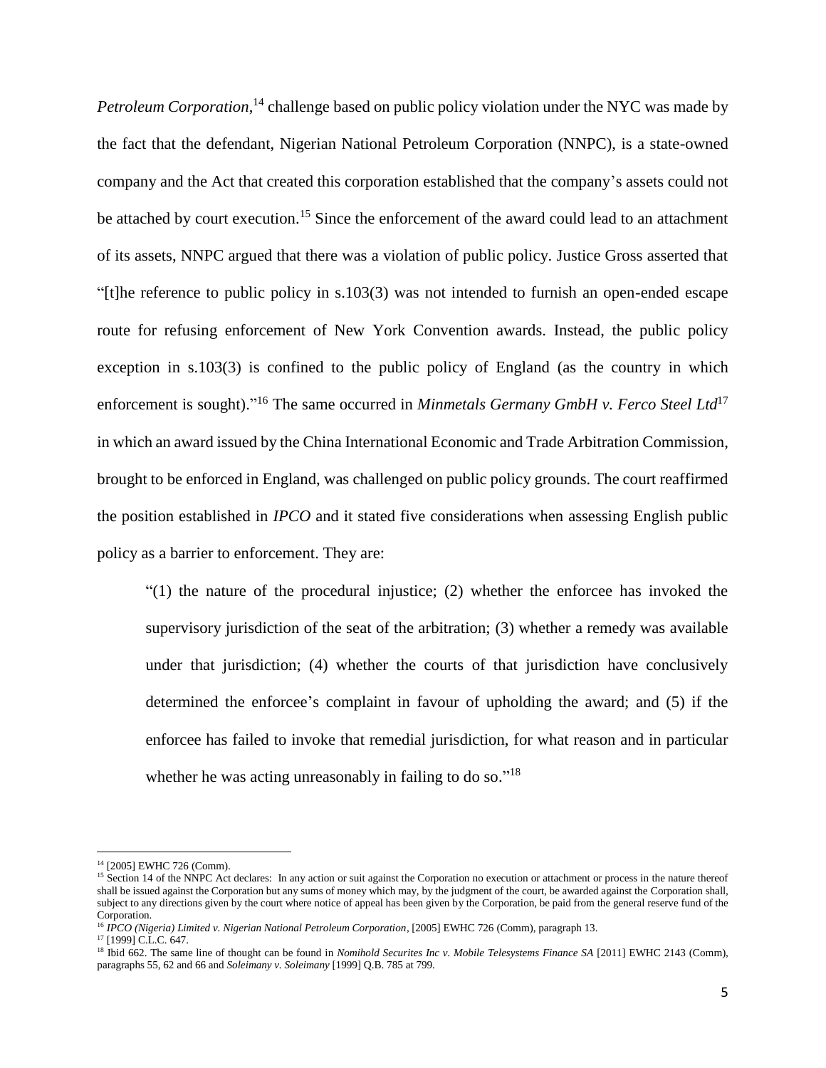*Petroleum Corporation*,[14] challenge based on public policy violation under the NYC was made by the fact that the defendant, Nigerian National Petroleum Corporation (NNPC), is a state-owned company and the Act that created this corporation established that the company's assets could not be attached by court execution.[15] Since the enforcement of the award could lead to an attachment of its assets, NNPC argued that there was a violation of public policy. Justice Gross asserted that "[t]he reference to public policy in s.103(3) was not intended to furnish an open-ended escape route for refusing enforcement of New York Convention awards. Instead, the public policy exception in s.103(3) is confined to the public policy of England (as the country in which enforcement is sought)."[16] The same occurred in *Minmetals Germany GmbH v. Ferco Steel Ltd*[17] in which an award issued by the China International Economic and Trade Arbitration Commission, brought to be enforced in England, was challenged on public policy grounds. The court reaffirmed the position established in *IPCO* and it stated five considerations when assessing English public policy as a barrier to enforcement. They are:

> "(1) the nature of the procedural injustice; (2) whether the enforcee has invoked the supervisory jurisdiction of the seat of the arbitration; (3) whether a remedy was available under that jurisdiction; (4) whether the courts of that jurisdiction have conclusively determined the enforcee's complaint in favour of upholding the award; and (5) if the enforcee has failed to invoke that remedial jurisdiction, for what reason and in particular whether he was acting unreasonably in failing to do so."[18]

---

[14] [2005] EWHC 726 (Comm).

[15] Section 14 of the NNPC Act declares: In any action or suit against the Corporation no execution or attachment or process in the nature thereof shall be issued against the Corporation but any sums of money which may, by the judgment of the court, be awarded against the Corporation shall, subject to any directions given by the court where notice of appeal has been given by the Corporation, be paid from the general reserve fund of the Corporation.

[16] *IPCO (Nigeria) Limited v. Nigerian National Petroleum Corporation*, [2005] EWHC 726 (Comm), paragraph 13.

[17] [1999] C.L.C. 647.

[18] Ibid 662. The same line of thought can be found in *Nomihold Securites Inc v. Mobile Telesystems Finance SA* [2011] EWHC 2143 (Comm), paragraphs 55, 62 and 66 and *Soleimany v. Soleimany* [1999] Q.B. 785 at 799.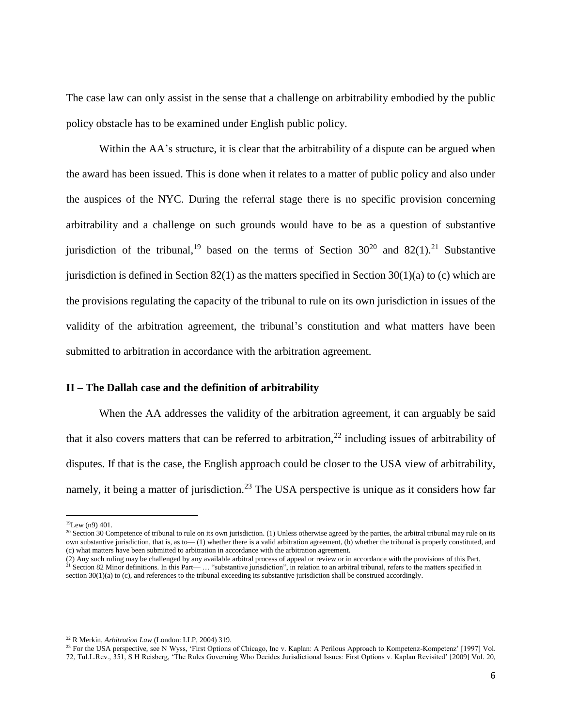The case law can only assist in the sense that a challenge on arbitrability embodied by the public policy obstacle has to be examined under English public policy.

Within the AA's structure, it is clear that the arbitrability of a dispute can be argued when the award has been issued. This is done when it relates to a matter of public policy and also under the auspices of the NYC. During the referral stage there is no specific provision concerning arbitrability and a challenge on such grounds would have to be as a question of substantive jurisdiction of the tribunal,[19] based on the terms of Section 30[20] and 82(1).[21] Substantive jurisdiction is defined in Section 82(1) as the matters specified in Section 30(1)(a) to (c) which are the provisions regulating the capacity of the tribunal to rule on its own jurisdiction in issues of the validity of the arbitration agreement, the tribunal's constitution and what matters have been submitted to arbitration in accordance with the arbitration agreement.

## II – The Dallah case and the definition of arbitrability

When the AA addresses the validity of the arbitration agreement, it can arguably be said that it also covers matters that can be referred to arbitration,[22] including issues of arbitrability of disputes. If that is the case, the English approach could be closer to the USA view of arbitrability, namely, it being a matter of jurisdiction.[23] The USA perspective is unique as it considers how far

---

[19]Lew (n9) 401.

[20] Section 30 Competence of tribunal to rule on its own jurisdiction. (1) Unless otherwise agreed by the parties, the arbitral tribunal may rule on its own substantive jurisdiction, that is, as to— (1) whether there is a valid arbitration agreement, (b) whether the tribunal is properly constituted, and (c) what matters have been submitted to arbitration in accordance with the arbitration agreement.

(2) Any such ruling may be challenged by any available arbitral process of appeal or review or in accordance with the provisions of this Part.

[21] Section 82 Minor definitions. In this Part— … "substantive jurisdiction", in relation to an arbitral tribunal, refers to the matters specified in section 30(1)(a) to (c), and references to the tribunal exceeding its substantive jurisdiction shall be construed accordingly.

[22] R Merkin, *Arbitration Law* (London: LLP, 2004) 319.

[23] For the USA perspective, see N Wyss, 'First Options of Chicago, Inc v. Kaplan: A Perilous Approach to Kompetenz-Kompetenz' [1997] Vol. 72, Tul.L.Rev., 351, S H Reisberg, 'The Rules Governing Who Decides Jurisdictional Issues: First Options v. Kaplan Revisited' [2009] Vol. 20,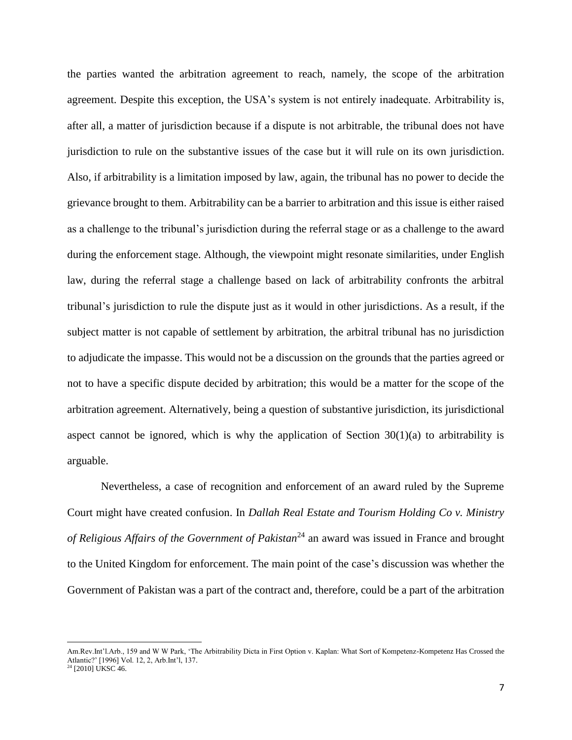the parties wanted the arbitration agreement to reach, namely, the scope of the arbitration agreement. Despite this exception, the USA's system is not entirely inadequate. Arbitrability is, after all, a matter of jurisdiction because if a dispute is not arbitrable, the tribunal does not have jurisdiction to rule on the substantive issues of the case but it will rule on its own jurisdiction. Also, if arbitrability is a limitation imposed by law, again, the tribunal has no power to decide the grievance brought to them. Arbitrability can be a barrier to arbitration and this issue is either raised as a challenge to the tribunal's jurisdiction during the referral stage or as a challenge to the award during the enforcement stage. Although, the viewpoint might resonate similarities, under English law, during the referral stage a challenge based on lack of arbitrability confronts the arbitral tribunal's jurisdiction to rule the dispute just as it would in other jurisdictions. As a result, if the subject matter is not capable of settlement by arbitration, the arbitral tribunal has no jurisdiction to adjudicate the impasse. This would not be a discussion on the grounds that the parties agreed or not to have a specific dispute decided by arbitration; this would be a matter for the scope of the arbitration agreement. Alternatively, being a question of substantive jurisdiction, its jurisdictional aspect cannot be ignored, which is why the application of Section 30(1)(a) to arbitrability is arguable.

Nevertheless, a case of recognition and enforcement of an award ruled by the Supreme Court might have created confusion. In *Dallah Real Estate and Tourism Holding Co v. Ministry of Religious Affairs of the Government of Pakistan*[24] an award was issued in France and brought to the United Kingdom for enforcement. The main point of the case's discussion was whether the Government of Pakistan was a part of the contract and, therefore, could be a part of the arbitration

---

Am.Rev.Int'l.Arb., 159 and W W Park, 'The Arbitrability Dicta in First Option v. Kaplan: What Sort of Kompetenz-Kompetenz Has Crossed the Atlantic?' [1996] Vol. 12, 2, Arb.Int'l, 137.

[24] [2010] UKSC 46.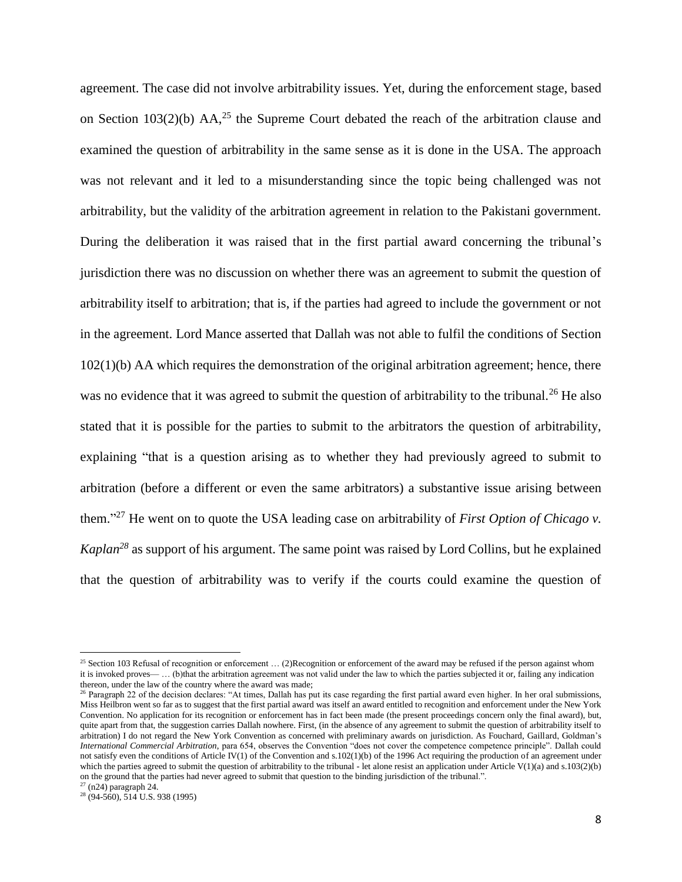agreement. The case did not involve arbitrability issues. Yet, during the enforcement stage, based on Section 103(2)(b) AA,[25] the Supreme Court debated the reach of the arbitration clause and examined the question of arbitrability in the same sense as it is done in the USA. The approach was not relevant and it led to a misunderstanding since the topic being challenged was not arbitrability, but the validity of the arbitration agreement in relation to the Pakistani government. During the deliberation it was raised that in the first partial award concerning the tribunal's jurisdiction there was no discussion on whether there was an agreement to submit the question of arbitrability itself to arbitration; that is, if the parties had agreed to include the government or not in the agreement. Lord Mance asserted that Dallah was not able to fulfil the conditions of Section 102(1)(b) AA which requires the demonstration of the original arbitration agreement; hence, there was no evidence that it was agreed to submit the question of arbitrability to the tribunal.[26] He also stated that it is possible for the parties to submit to the arbitrators the question of arbitrability, explaining "that is a question arising as to whether they had previously agreed to submit to arbitration (before a different or even the same arbitrators) a substantive issue arising between them."[27] He went on to quote the USA leading case on arbitrability of *First Option of Chicago v. Kaplan*[28] as support of his argument. The same point was raised by Lord Collins, but he explained that the question of arbitrability was to verify if the courts could examine the question of

---

[25] Section 103 Refusal of recognition or enforcement … (2)Recognition or enforcement of the award may be refused if the person against whom it is invoked proves— … (b)that the arbitration agreement was not valid under the law to which the parties subjected it or, failing any indication thereon, under the law of the country where the award was made;

[26] Paragraph 22 of the decision declares: "At times, Dallah has put its case regarding the first partial award even higher. In her oral submissions, Miss Heilbron went so far as to suggest that the first partial award was itself an award entitled to recognition and enforcement under the New York Convention. No application for its recognition or enforcement has in fact been made (the present proceedings concern only the final award), but, quite apart from that, the suggestion carries Dallah nowhere. First, (in the absence of any agreement to submit the question of arbitrability itself to arbitration) I do not regard the New York Convention as concerned with preliminary awards on jurisdiction. As Fouchard, Gaillard, Goldman's *International Commercial Arbitration*, para 654, observes the Convention "does not cover the competence competence principle". Dallah could not satisfy even the conditions of Article IV(1) of the Convention and s.102(1)(b) of the 1996 Act requiring the production of an agreement under which the parties agreed to submit the question of arbitrability to the tribunal - let alone resist an application under Article V(1)(a) and s.103(2)(b) on the ground that the parties had never agreed to submit that question to the binding jurisdiction of the tribunal.".

[27] (n24) paragraph 24.

[28] (94-560), 514 U.S. 938 (1995)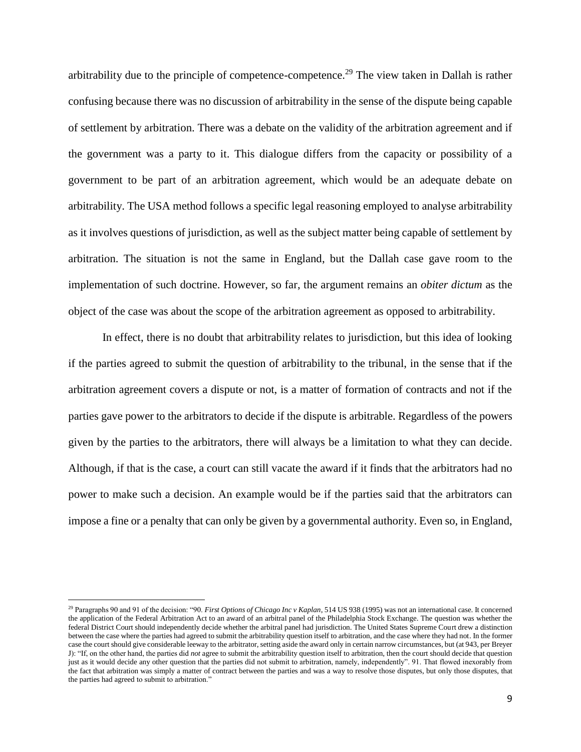arbitrability due to the principle of competence-competence.[29] The view taken in Dallah is rather confusing because there was no discussion of arbitrability in the sense of the dispute being capable of settlement by arbitration. There was a debate on the validity of the arbitration agreement and if the government was a party to it. This dialogue differs from the capacity or possibility of a government to be part of an arbitration agreement, which would be an adequate debate on arbitrability. The USA method follows a specific legal reasoning employed to analyse arbitrability as it involves questions of jurisdiction, as well as the subject matter being capable of settlement by arbitration. The situation is not the same in England, but the Dallah case gave room to the implementation of such doctrine. However, so far, the argument remains an *obiter dictum* as the object of the case was about the scope of the arbitration agreement as opposed to arbitrability.

In effect, there is no doubt that arbitrability relates to jurisdiction, but this idea of looking if the parties agreed to submit the question of arbitrability to the tribunal, in the sense that if the arbitration agreement covers a dispute or not, is a matter of formation of contracts and not if the parties gave power to the arbitrators to decide if the dispute is arbitrable. Regardless of the powers given by the parties to the arbitrators, there will always be a limitation to what they can decide. Although, if that is the case, a court can still vacate the award if it finds that the arbitrators had no power to make such a decision. An example would be if the parties said that the arbitrators can impose a fine or a penalty that can only be given by a governmental authority. Even so, in England,

---

[29] Paragraphs 90 and 91 of the decision: "90. *First Options of Chicago Inc v Kaplan*, 514 US 938 (1995) was not an international case. It concerned the application of the Federal Arbitration Act to an award of an arbitral panel of the Philadelphia Stock Exchange. The question was whether the federal District Court should independently decide whether the arbitral panel had jurisdiction. The United States Supreme Court drew a distinction between the case where the parties had agreed to submit the arbitrability question itself to arbitration, and the case where they had not. In the former case the court should give considerable leeway to the arbitrator, setting aside the award only in certain narrow circumstances, but (at 943, per Breyer J): "If, on the other hand, the parties did *not* agree to submit the arbitrability question itself to arbitration, then the court should decide that question just as it would decide any other question that the parties did not submit to arbitration, namely, independently". 91. That flowed inexorably from the fact that arbitration was simply a matter of contract between the parties and was a way to resolve those disputes, but only those disputes, that the parties had agreed to submit to arbitration."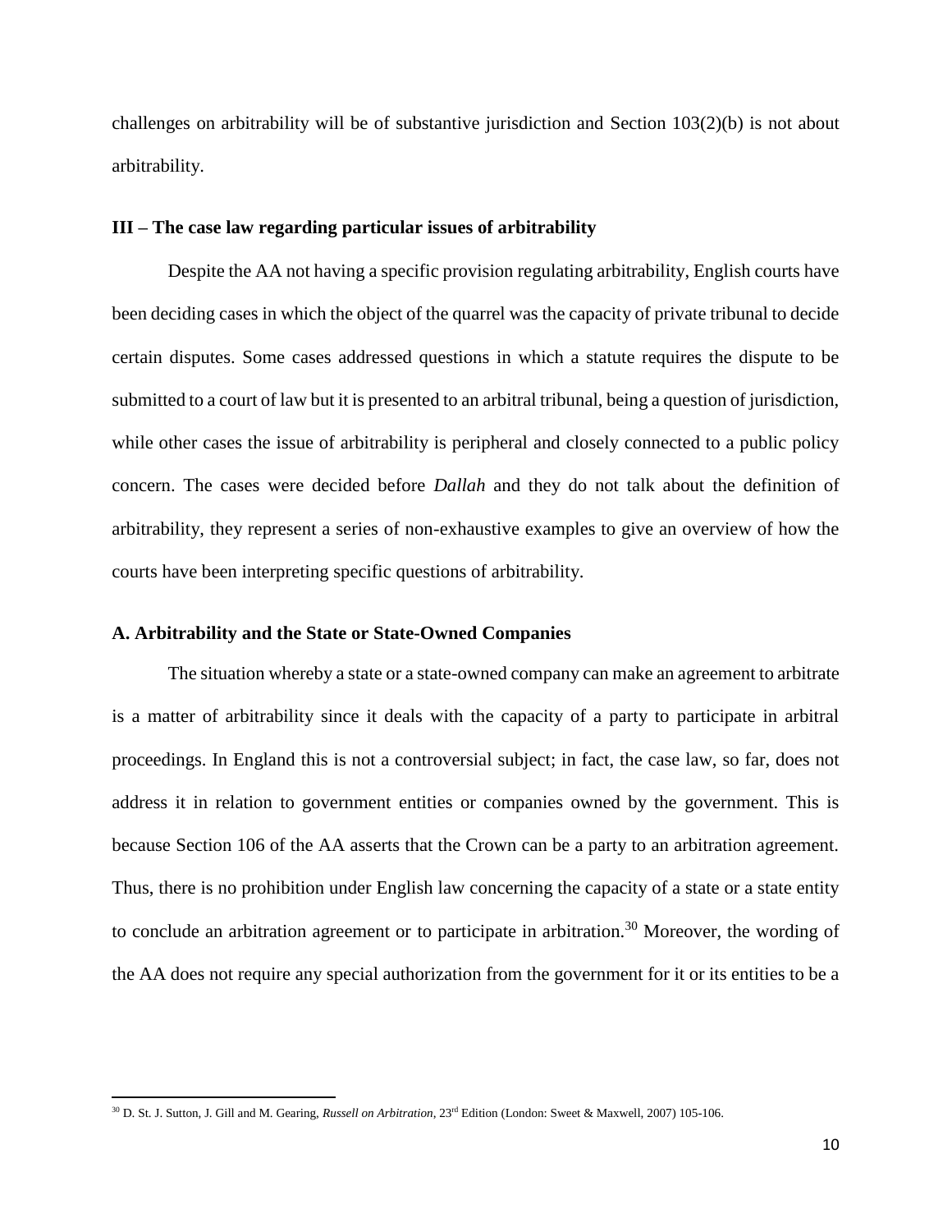challenges on arbitrability will be of substantive jurisdiction and Section 103(2)(b) is not about arbitrability.

### III – The case law regarding particular issues of arbitrability

Despite the AA not having a specific provision regulating arbitrability, English courts have been deciding cases in which the object of the quarrel was the capacity of private tribunal to decide certain disputes. Some cases addressed questions in which a statute requires the dispute to be submitted to a court of law but it is presented to an arbitral tribunal, being a question of jurisdiction, while other cases the issue of arbitrability is peripheral and closely connected to a public policy concern. The cases were decided before *Dallah* and they do not talk about the definition of arbitrability, they represent a series of non-exhaustive examples to give an overview of how the courts have been interpreting specific questions of arbitrability.

#### A. Arbitrability and the State or State-Owned Companies

The situation whereby a state or a state-owned company can make an agreement to arbitrate is a matter of arbitrability since it deals with the capacity of a party to participate in arbitral proceedings. In England this is not a controversial subject; in fact, the case law, so far, does not address it in relation to government entities or companies owned by the government. This is because Section 106 of the AA asserts that the Crown can be a party to an arbitration agreement. Thus, there is no prohibition under English law concerning the capacity of a state or a state entity to conclude an arbitration agreement or to participate in arbitration.[30] Moreover, the wording of the AA does not require any special authorization from the government for it or its entities to be a

---

[30] D. St. J. Sutton, J. Gill and M. Gearing, *Russell on Arbitration*, 23rd Edition (London: Sweet & Maxwell, 2007) 105-106.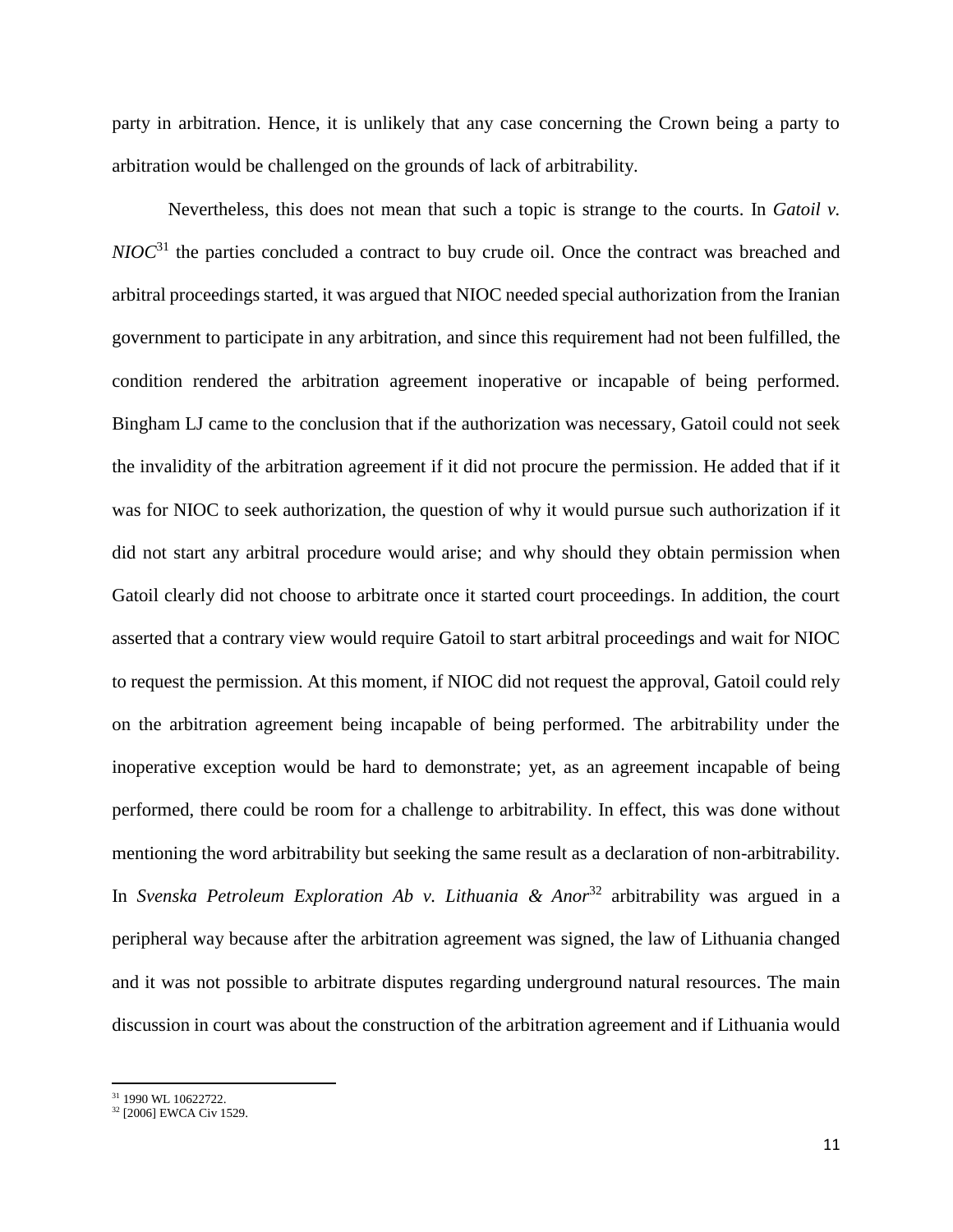party in arbitration. Hence, it is unlikely that any case concerning the Crown being a party to arbitration would be challenged on the grounds of lack of arbitrability.

Nevertheless, this does not mean that such a topic is strange to the courts. In *Gatoil v. NIOC*[31] the parties concluded a contract to buy crude oil. Once the contract was breached and arbitral proceedings started, it was argued that NIOC needed special authorization from the Iranian government to participate in any arbitration, and since this requirement had not been fulfilled, the condition rendered the arbitration agreement inoperative or incapable of being performed. Bingham LJ came to the conclusion that if the authorization was necessary, Gatoil could not seek the invalidity of the arbitration agreement if it did not procure the permission. He added that if it was for NIOC to seek authorization, the question of why it would pursue such authorization if it did not start any arbitral procedure would arise; and why should they obtain permission when Gatoil clearly did not choose to arbitrate once it started court proceedings. In addition, the court asserted that a contrary view would require Gatoil to start arbitral proceedings and wait for NIOC to request the permission. At this moment, if NIOC did not request the approval, Gatoil could rely on the arbitration agreement being incapable of being performed. The arbitrability under the inoperative exception would be hard to demonstrate; yet, as an agreement incapable of being performed, there could be room for a challenge to arbitrability. In effect, this was done without mentioning the word arbitrability but seeking the same result as a declaration of non-arbitrability. In *Svenska Petroleum Exploration Ab v. Lithuania & Anor*[32] arbitrability was argued in a peripheral way because after the arbitration agreement was signed, the law of Lithuania changed and it was not possible to arbitrate disputes regarding underground natural resources. The main discussion in court was about the construction of the arbitration agreement and if Lithuania would

[31] 1990 WL 10622722.

[32] [2006] EWCA Civ 1529.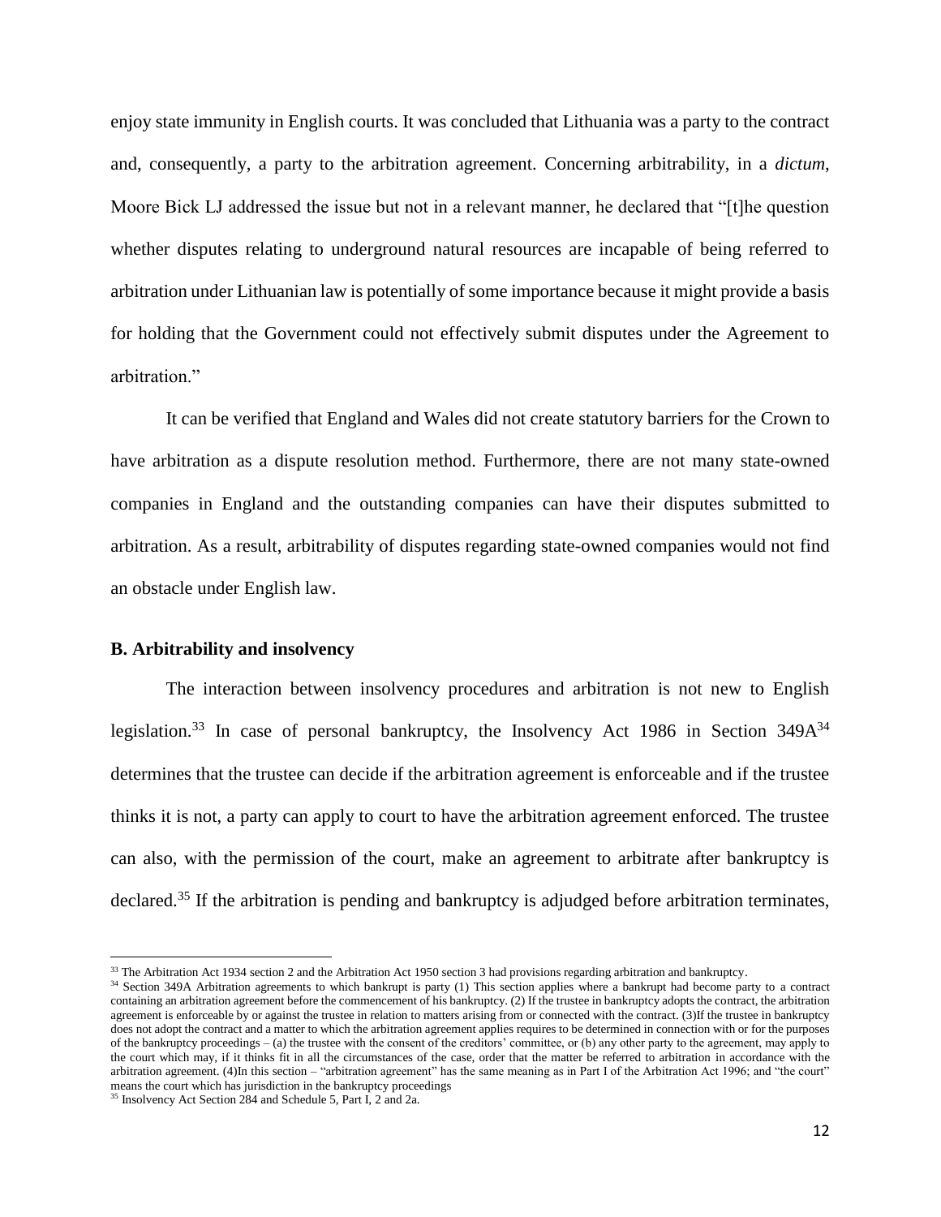enjoy state immunity in English courts. It was concluded that Lithuania was a party to the contract and, consequently, a party to the arbitration agreement. Concerning arbitrability, in a *dictum*, Moore Bick LJ addressed the issue but not in a relevant manner, he declared that "[t]he question whether disputes relating to underground natural resources are incapable of being referred to arbitration under Lithuanian law is potentially of some importance because it might provide a basis for holding that the Government could not effectively submit disputes under the Agreement to arbitration."

It can be verified that England and Wales did not create statutory barriers for the Crown to have arbitration as a dispute resolution method. Furthermore, there are not many state-owned companies in England and the outstanding companies can have their disputes submitted to arbitration. As a result, arbitrability of disputes regarding state-owned companies would not find an obstacle under English law.

### B. Arbitrability and insolvency

The interaction between insolvency procedures and arbitration is not new to English legislation.[33] In case of personal bankruptcy, the Insolvency Act 1986 in Section 349A[34] determines that the trustee can decide if the arbitration agreement is enforceable and if the trustee thinks it is not, a party can apply to court to have the arbitration agreement enforced. The trustee can also, with the permission of the court, make an agreement to arbitrate after bankruptcy is declared.[35] If the arbitration is pending and bankruptcy is adjudged before arbitration terminates,

---

[33] The Arbitration Act 1934 section 2 and the Arbitration Act 1950 section 3 had provisions regarding arbitration and bankruptcy.

[34] Section 349A Arbitration agreements to which bankrupt is party (1) This section applies where a bankrupt had become party to a contract containing an arbitration agreement before the commencement of his bankruptcy. (2) If the trustee in bankruptcy adopts the contract, the arbitration agreement is enforceable by or against the trustee in relation to matters arising from or connected with the contract. (3)If the trustee in bankruptcy does not adopt the contract and a matter to which the arbitration agreement applies requires to be determined in connection with or for the purposes of the bankruptcy proceedings – (a) the trustee with the consent of the creditors' committee, or (b) any other party to the agreement, may apply to the court which may, if it thinks fit in all the circumstances of the case, order that the matter be referred to arbitration in accordance with the arbitration agreement. (4)In this section – "arbitration agreement" has the same meaning as in Part I of the Arbitration Act 1996; and "the court" means the court which has jurisdiction in the bankruptcy proceedings

[35] Insolvency Act Section 284 and Schedule 5, Part I, 2 and 2a.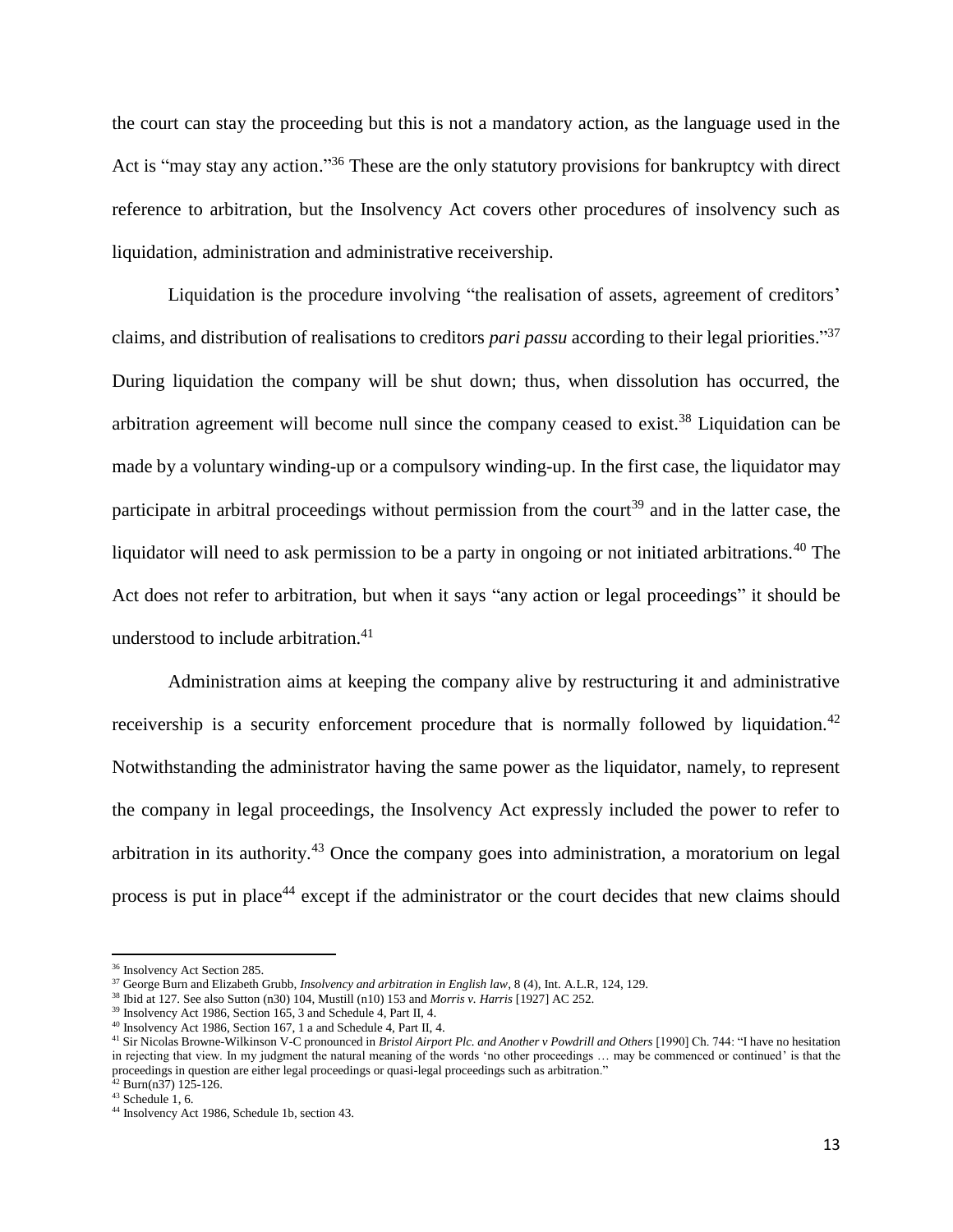the court can stay the proceeding but this is not a mandatory action, as the language used in the Act is "may stay any action."[36] These are the only statutory provisions for bankruptcy with direct reference to arbitration, but the Insolvency Act covers other procedures of insolvency such as liquidation, administration and administrative receivership.

Liquidation is the procedure involving "the realisation of assets, agreement of creditors' claims, and distribution of realisations to creditors *pari passu* according to their legal priorities."[37] During liquidation the company will be shut down; thus, when dissolution has occurred, the arbitration agreement will become null since the company ceased to exist.[38] Liquidation can be made by a voluntary winding-up or a compulsory winding-up. In the first case, the liquidator may participate in arbitral proceedings without permission from the court[39] and in the latter case, the liquidator will need to ask permission to be a party in ongoing or not initiated arbitrations.[40] The Act does not refer to arbitration, but when it says "any action or legal proceedings" it should be understood to include arbitration.[41]

Administration aims at keeping the company alive by restructuring it and administrative receivership is a security enforcement procedure that is normally followed by liquidation.[42] Notwithstanding the administrator having the same power as the liquidator, namely, to represent the company in legal proceedings, the Insolvency Act expressly included the power to refer to arbitration in its authority.[43] Once the company goes into administration, a moratorium on legal process is put in place[44] except if the administrator or the court decides that new claims should

---

[36] Insolvency Act Section 285.

[37] George Burn and Elizabeth Grubb, *Insolvency and arbitration in English law*, 8 (4), Int. A.L.R, 124, 129.

[38] Ibid at 127. See also Sutton (n30) 104, Mustill (n10) 153 and *Morris v. Harris* [1927] AC 252.

[39] Insolvency Act 1986, Section 165, 3 and Schedule 4, Part II, 4.

[40] Insolvency Act 1986, Section 167, 1 a and Schedule 4, Part II, 4.

[41] Sir Nicolas Browne-Wilkinson V-C pronounced in *Bristol Airport Plc. and Another v Powdrill and Others* [1990] Ch. 744: "I have no hesitation in rejecting that view. In my judgment the natural meaning of the words 'no other proceedings … may be commenced or continued' is that the proceedings in question are either legal proceedings or quasi-legal proceedings such as arbitration."

[42] Burn(n37) 125-126.

[43] Schedule 1, 6.

[44] Insolvency Act 1986, Schedule 1b, section 43.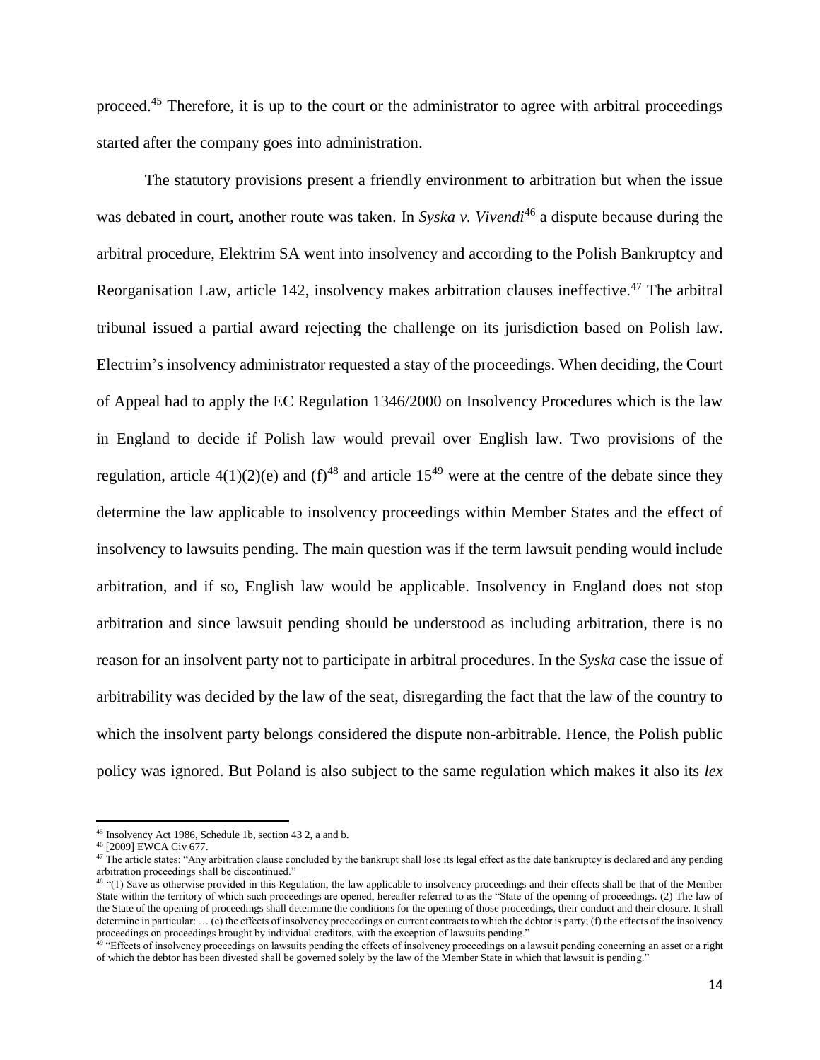proceed.[45] Therefore, it is up to the court or the administrator to agree with arbitral proceedings started after the company goes into administration.

The statutory provisions present a friendly environment to arbitration but when the issue was debated in court, another route was taken. In *Syska v. Vivendi*[46] a dispute because during the arbitral procedure, Elektrim SA went into insolvency and according to the Polish Bankruptcy and Reorganisation Law, article 142, insolvency makes arbitration clauses ineffective.[47] The arbitral tribunal issued a partial award rejecting the challenge on its jurisdiction based on Polish law. Electrim's insolvency administrator requested a stay of the proceedings. When deciding, the Court of Appeal had to apply the EC Regulation 1346/2000 on Insolvency Procedures which is the law in England to decide if Polish law would prevail over English law. Two provisions of the regulation, article 4(1)(2)(e) and (f)[48] and article 15[49] were at the centre of the debate since they determine the law applicable to insolvency proceedings within Member States and the effect of insolvency to lawsuits pending. The main question was if the term lawsuit pending would include arbitration, and if so, English law would be applicable. Insolvency in England does not stop arbitration and since lawsuit pending should be understood as including arbitration, there is no reason for an insolvent party not to participate in arbitral procedures. In the *Syska* case the issue of arbitrability was decided by the law of the seat, disregarding the fact that the law of the country to which the insolvent party belongs considered the dispute non-arbitrable. Hence, the Polish public policy was ignored. But Poland is also subject to the same regulation which makes it also its *lex*

---

[45] Insolvency Act 1986, Schedule 1b, section 43 2, a and b.

[46] [2009] EWCA Civ 677.

[47] The article states: "Any arbitration clause concluded by the bankrupt shall lose its legal effect as the date bankruptcy is declared and any pending arbitration proceedings shall be discontinued."

[48] "(1) Save as otherwise provided in this Regulation, the law applicable to insolvency proceedings and their effects shall be that of the Member State within the territory of which such proceedings are opened, hereafter referred to as the "State of the opening of proceedings. (2) The law of the State of the opening of proceedings shall determine the conditions for the opening of those proceedings, their conduct and their closure. It shall determine in particular: … (e) the effects of insolvency proceedings on current contracts to which the debtor is party; (f) the effects of the insolvency proceedings on proceedings brought by individual creditors, with the exception of lawsuits pending."

[49] "Effects of insolvency proceedings on lawsuits pending the effects of insolvency proceedings on a lawsuit pending concerning an asset or a right of which the debtor has been divested shall be governed solely by the law of the Member State in which that lawsuit is pending."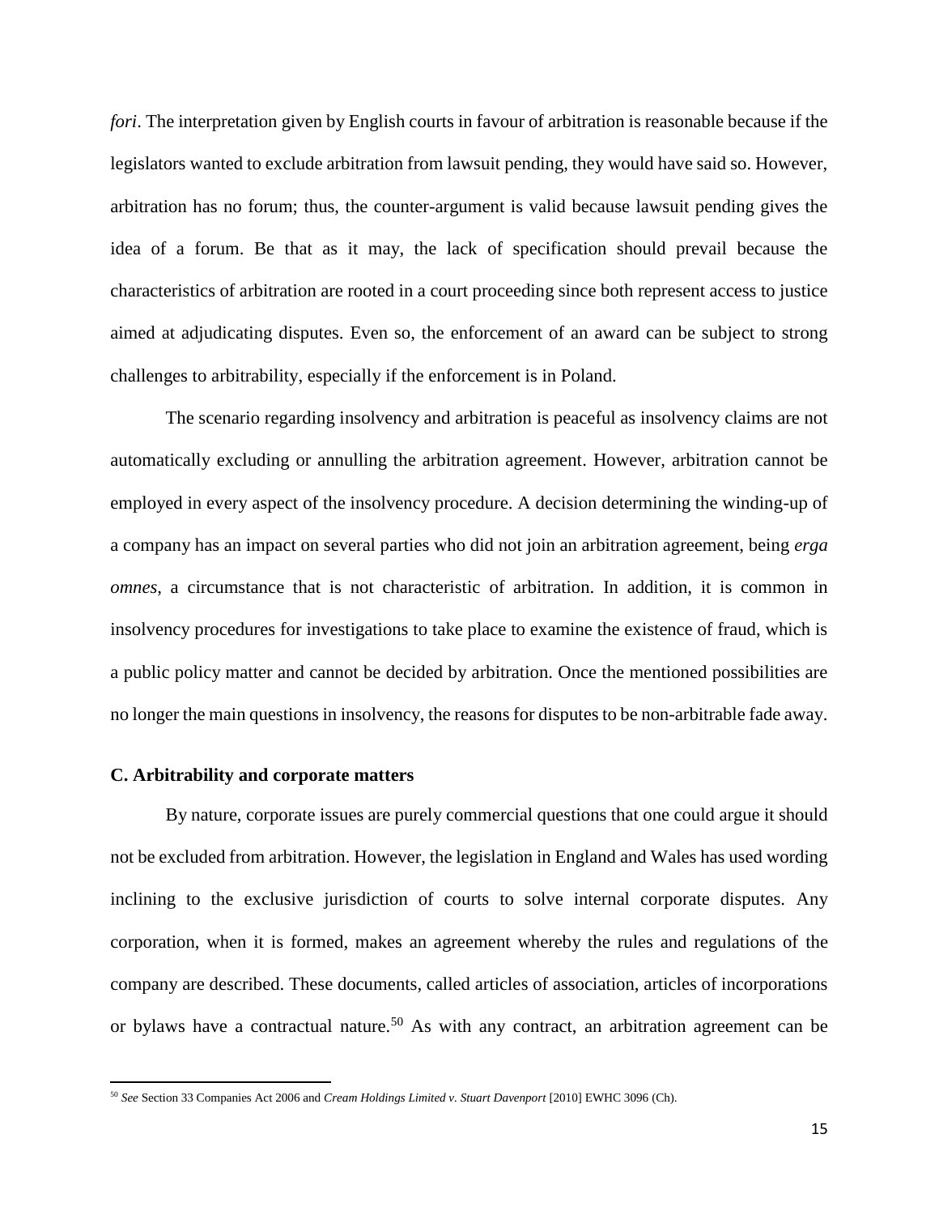*fori*. The interpretation given by English courts in favour of arbitration is reasonable because if the legislators wanted to exclude arbitration from lawsuit pending, they would have said so. However, arbitration has no forum; thus, the counter-argument is valid because lawsuit pending gives the idea of a forum. Be that as it may, the lack of specification should prevail because the characteristics of arbitration are rooted in a court proceeding since both represent access to justice aimed at adjudicating disputes. Even so, the enforcement of an award can be subject to strong challenges to arbitrability, especially if the enforcement is in Poland.

The scenario regarding insolvency and arbitration is peaceful as insolvency claims are not automatically excluding or annulling the arbitration agreement. However, arbitration cannot be employed in every aspect of the insolvency procedure. A decision determining the winding-up of a company has an impact on several parties who did not join an arbitration agreement, being *erga omnes*, a circumstance that is not characteristic of arbitration. In addition, it is common in insolvency procedures for investigations to take place to examine the existence of fraud, which is a public policy matter and cannot be decided by arbitration. Once the mentioned possibilities are no longer the main questions in insolvency, the reasons for disputes to be non-arbitrable fade away.

### C. Arbitrability and corporate matters

By nature, corporate issues are purely commercial questions that one could argue it should not be excluded from arbitration. However, the legislation in England and Wales has used wording inclining to the exclusive jurisdiction of courts to solve internal corporate disputes. Any corporation, when it is formed, makes an agreement whereby the rules and regulations of the company are described. These documents, called articles of association, articles of incorporations or bylaws have a contractual nature.[50] As with any contract, an arbitration agreement can be

[50] *See* Section 33 Companies Act 2006 and *Cream Holdings Limited v. Stuart Davenport* [2010] EWHC 3096 (Ch).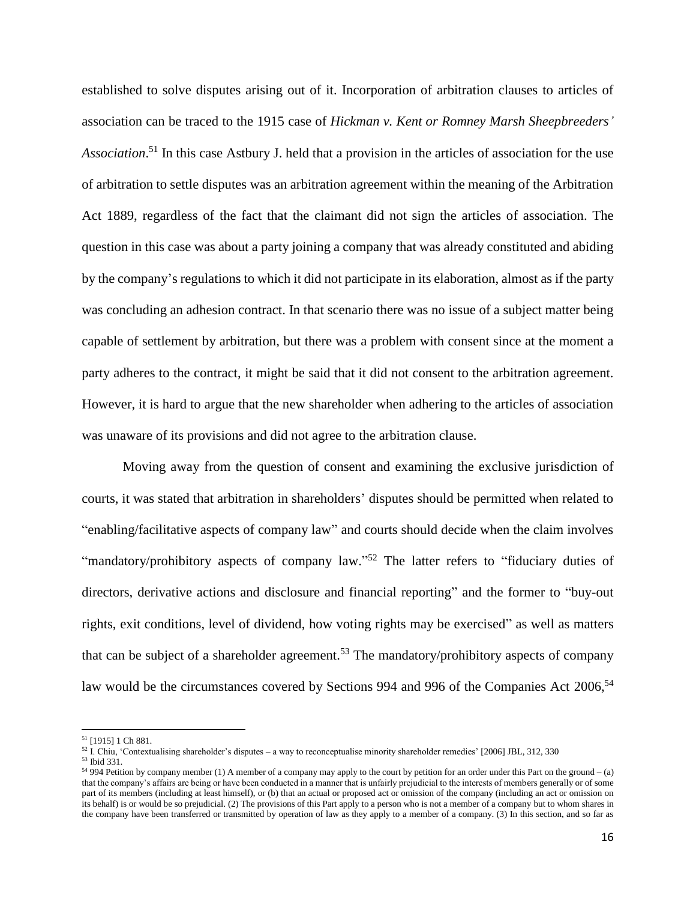established to solve disputes arising out of it. Incorporation of arbitration clauses to articles of association can be traced to the 1915 case of *Hickman v. Kent or Romney Marsh Sheepbreeders' Association*.[51] In this case Astbury J. held that a provision in the articles of association for the use of arbitration to settle disputes was an arbitration agreement within the meaning of the Arbitration Act 1889, regardless of the fact that the claimant did not sign the articles of association. The question in this case was about a party joining a company that was already constituted and abiding by the company's regulations to which it did not participate in its elaboration, almost as if the party was concluding an adhesion contract. In that scenario there was no issue of a subject matter being capable of settlement by arbitration, but there was a problem with consent since at the moment a party adheres to the contract, it might be said that it did not consent to the arbitration agreement. However, it is hard to argue that the new shareholder when adhering to the articles of association was unaware of its provisions and did not agree to the arbitration clause.

Moving away from the question of consent and examining the exclusive jurisdiction of courts, it was stated that arbitration in shareholders' disputes should be permitted when related to "enabling/facilitative aspects of company law" and courts should decide when the claim involves "mandatory/prohibitory aspects of company law."[52] The latter refers to "fiduciary duties of directors, derivative actions and disclosure and financial reporting" and the former to "buy-out rights, exit conditions, level of dividend, how voting rights may be exercised" as well as matters that can be subject of a shareholder agreement.[53] The mandatory/prohibitory aspects of company law would be the circumstances covered by Sections 994 and 996 of the Companies Act 2006,[54]

---

[51] [1915] 1 Ch 881.

[52] I. Chiu, 'Contextualising shareholder's disputes – a way to reconceptualise minority shareholder remedies' [2006] JBL, 312, 330

[53] Ibid 331.

[54] 994 Petition by company member (1) A member of a company may apply to the court by petition for an order under this Part on the ground – (a) that the company's affairs are being or have been conducted in a manner that is unfairly prejudicial to the interests of members generally or of some part of its members (including at least himself), or (b) that an actual or proposed act or omission of the company (including an act or omission on its behalf) is or would be so prejudicial. (2) The provisions of this Part apply to a person who is not a member of a company but to whom shares in the company have been transferred or transmitted by operation of law as they apply to a member of a company. (3) In this section, and so far as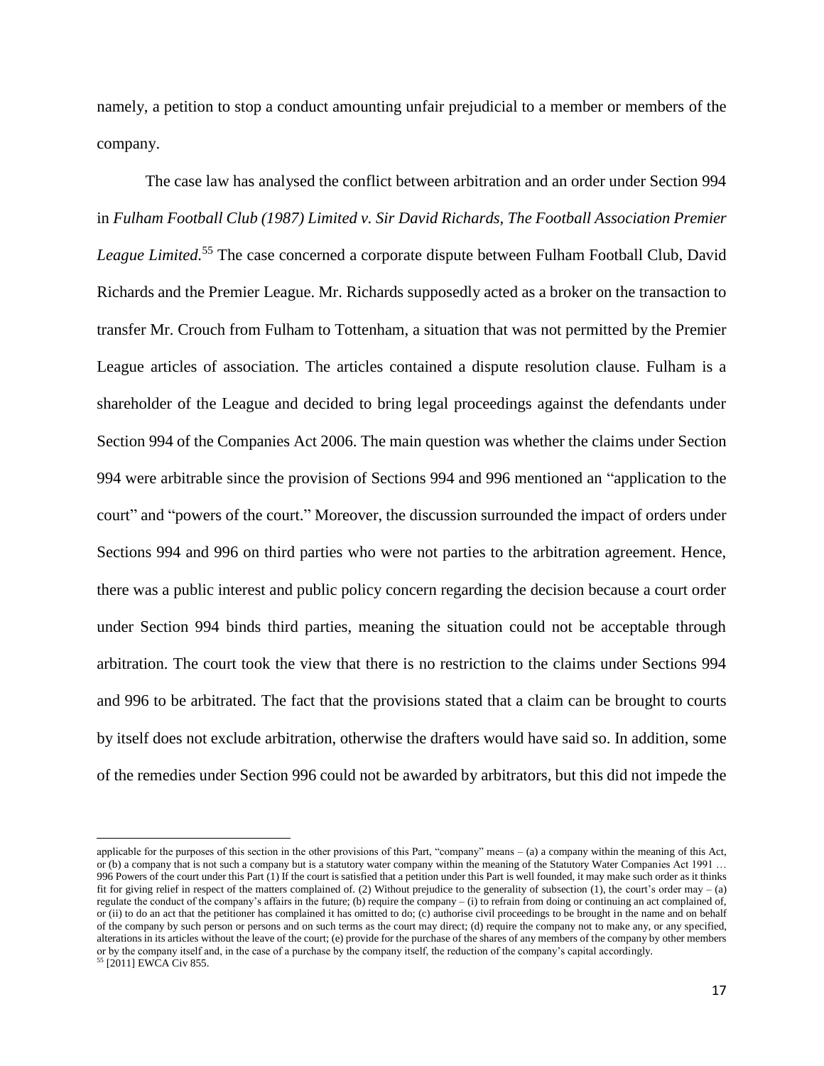namely, a petition to stop a conduct amounting unfair prejudicial to a member or members of the company.

The case law has analysed the conflict between arbitration and an order under Section 994 in *Fulham Football Club (1987) Limited v. Sir David Richards, The Football Association Premier League Limited.*[55] The case concerned a corporate dispute between Fulham Football Club, David Richards and the Premier League. Mr. Richards supposedly acted as a broker on the transaction to transfer Mr. Crouch from Fulham to Tottenham, a situation that was not permitted by the Premier League articles of association. The articles contained a dispute resolution clause. Fulham is a shareholder of the League and decided to bring legal proceedings against the defendants under Section 994 of the Companies Act 2006. The main question was whether the claims under Section 994 were arbitrable since the provision of Sections 994 and 996 mentioned an "application to the court" and "powers of the court." Moreover, the discussion surrounded the impact of orders under Sections 994 and 996 on third parties who were not parties to the arbitration agreement. Hence, there was a public interest and public policy concern regarding the decision because a court order under Section 994 binds third parties, meaning the situation could not be acceptable through arbitration. The court took the view that there is no restriction to the claims under Sections 994 and 996 to be arbitrated. The fact that the provisions stated that a claim can be brought to courts by itself does not exclude arbitration, otherwise the drafters would have said so. In addition, some of the remedies under Section 996 could not be awarded by arbitrators, but this did not impede the

---

applicable for the purposes of this section in the other provisions of this Part, "company" means – (a) a company within the meaning of this Act, or (b) a company that is not such a company but is a statutory water company within the meaning of the Statutory Water Companies Act 1991 … 996 Powers of the court under this Part (1) If the court is satisfied that a petition under this Part is well founded, it may make such order as it thinks fit for giving relief in respect of the matters complained of. (2) Without prejudice to the generality of subsection (1), the court's order may – (a) regulate the conduct of the company's affairs in the future; (b) require the company – (i) to refrain from doing or continuing an act complained of, or (ii) to do an act that the petitioner has complained it has omitted to do; (c) authorise civil proceedings to be brought in the name and on behalf of the company by such person or persons and on such terms as the court may direct; (d) require the company not to make any, or any specified, alterations in its articles without the leave of the court; (e) provide for the purchase of the shares of any members of the company by other members or by the company itself and, in the case of a purchase by the company itself, the reduction of the company's capital accordingly.

[55] [2011] EWCA Civ 855.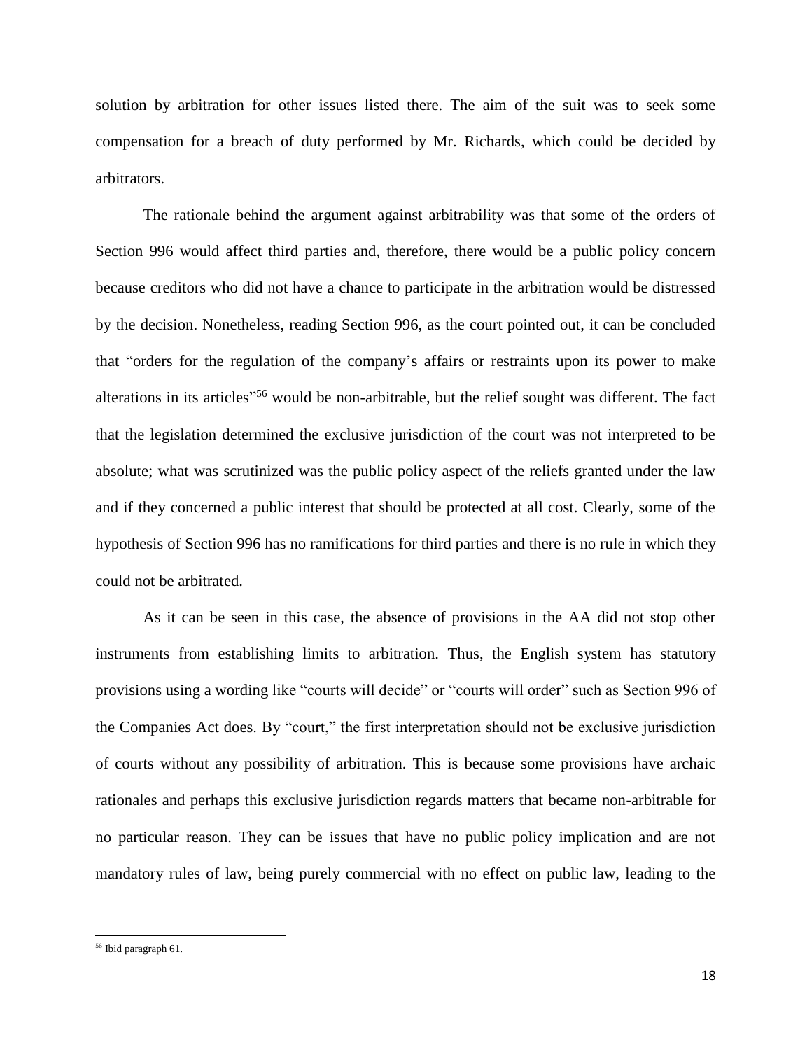solution by arbitration for other issues listed there. The aim of the suit was to seek some compensation for a breach of duty performed by Mr. Richards, which could be decided by arbitrators.

The rationale behind the argument against arbitrability was that some of the orders of Section 996 would affect third parties and, therefore, there would be a public policy concern because creditors who did not have a chance to participate in the arbitration would be distressed by the decision. Nonetheless, reading Section 996, as the court pointed out, it can be concluded that "orders for the regulation of the company's affairs or restraints upon its power to make alterations in its articles"[56] would be non-arbitrable, but the relief sought was different. The fact that the legislation determined the exclusive jurisdiction of the court was not interpreted to be absolute; what was scrutinized was the public policy aspect of the reliefs granted under the law and if they concerned a public interest that should be protected at all cost. Clearly, some of the hypothesis of Section 996 has no ramifications for third parties and there is no rule in which they could not be arbitrated.

As it can be seen in this case, the absence of provisions in the AA did not stop other instruments from establishing limits to arbitration. Thus, the English system has statutory provisions using a wording like "courts will decide" or "courts will order" such as Section 996 of the Companies Act does. By "court," the first interpretation should not be exclusive jurisdiction of courts without any possibility of arbitration. This is because some provisions have archaic rationales and perhaps this exclusive jurisdiction regards matters that became non-arbitrable for no particular reason. They can be issues that have no public policy implication and are not mandatory rules of law, being purely commercial with no effect on public law, leading to the

[56] Ibid paragraph 61.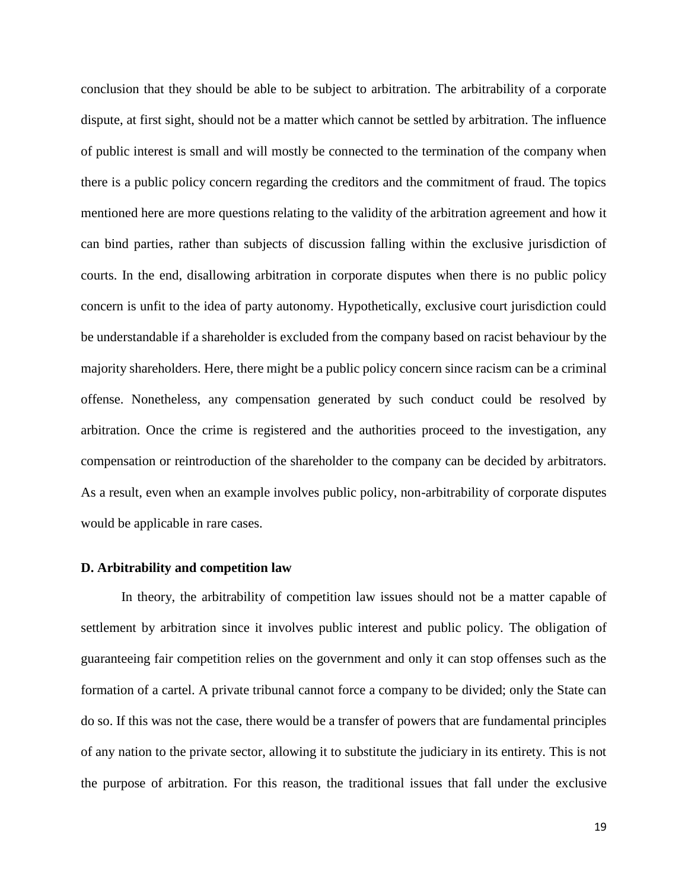conclusion that they should be able to be subject to arbitration. The arbitrability of a corporate dispute, at first sight, should not be a matter which cannot be settled by arbitration. The influence of public interest is small and will mostly be connected to the termination of the company when there is a public policy concern regarding the creditors and the commitment of fraud. The topics mentioned here are more questions relating to the validity of the arbitration agreement and how it can bind parties, rather than subjects of discussion falling within the exclusive jurisdiction of courts. In the end, disallowing arbitration in corporate disputes when there is no public policy concern is unfit to the idea of party autonomy. Hypothetically, exclusive court jurisdiction could be understandable if a shareholder is excluded from the company based on racist behaviour by the majority shareholders. Here, there might be a public policy concern since racism can be a criminal offense. Nonetheless, any compensation generated by such conduct could be resolved by arbitration. Once the crime is registered and the authorities proceed to the investigation, any compensation or reintroduction of the shareholder to the company can be decided by arbitrators. As a result, even when an example involves public policy, non-arbitrability of corporate disputes would be applicable in rare cases.

### D. Arbitrability and competition law

In theory, the arbitrability of competition law issues should not be a matter capable of settlement by arbitration since it involves public interest and public policy. The obligation of guaranteeing fair competition relies on the government and only it can stop offenses such as the formation of a cartel. A private tribunal cannot force a company to be divided; only the State can do so. If this was not the case, there would be a transfer of powers that are fundamental principles of any nation to the private sector, allowing it to substitute the judiciary in its entirety. This is not the purpose of arbitration. For this reason, the traditional issues that fall under the exclusive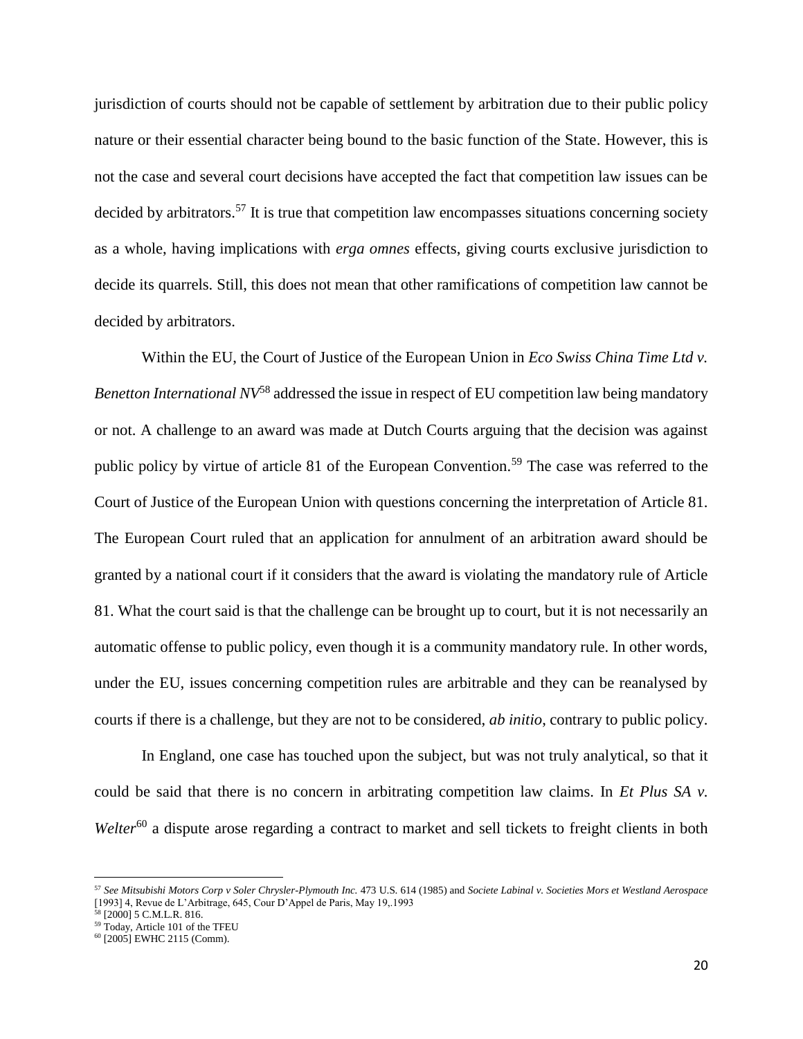jurisdiction of courts should not be capable of settlement by arbitration due to their public policy nature or their essential character being bound to the basic function of the State. However, this is not the case and several court decisions have accepted the fact that competition law issues can be decided by arbitrators.[57] It is true that competition law encompasses situations concerning society as a whole, having implications with *erga omnes* effects, giving courts exclusive jurisdiction to decide its quarrels. Still, this does not mean that other ramifications of competition law cannot be decided by arbitrators.

Within the EU, the Court of Justice of the European Union in *Eco Swiss China Time Ltd v. Benetton International NV*[58] addressed the issue in respect of EU competition law being mandatory or not. A challenge to an award was made at Dutch Courts arguing that the decision was against public policy by virtue of article 81 of the European Convention.[59] The case was referred to the Court of Justice of the European Union with questions concerning the interpretation of Article 81. The European Court ruled that an application for annulment of an arbitration award should be granted by a national court if it considers that the award is violating the mandatory rule of Article 81. What the court said is that the challenge can be brought up to court, but it is not necessarily an automatic offense to public policy, even though it is a community mandatory rule. In other words, under the EU, issues concerning competition rules are arbitrable and they can be reanalysed by courts if there is a challenge, but they are not to be considered, *ab initio*, contrary to public policy.

In England, one case has touched upon the subject, but was not truly analytical, so that it could be said that there is no concern in arbitrating competition law claims. In *Et Plus SA v. Welter*[60] a dispute arose regarding a contract to market and sell tickets to freight clients in both

---

[57] *See Mitsubishi Motors Corp v Soler Chrysler-Plymouth Inc.* 473 U.S. 614 (1985) and *Societe Labinal v. Societies Mors et Westland Aerospace* [1993] 4, Revue de L'Arbitrage, 645, Cour D'Appel de Paris, May 19,.1993

[58] [2000] 5 C.M.L.R. 816.

[59] Today, Article 101 of the TFEU

[60] [2005] EWHC 2115 (Comm).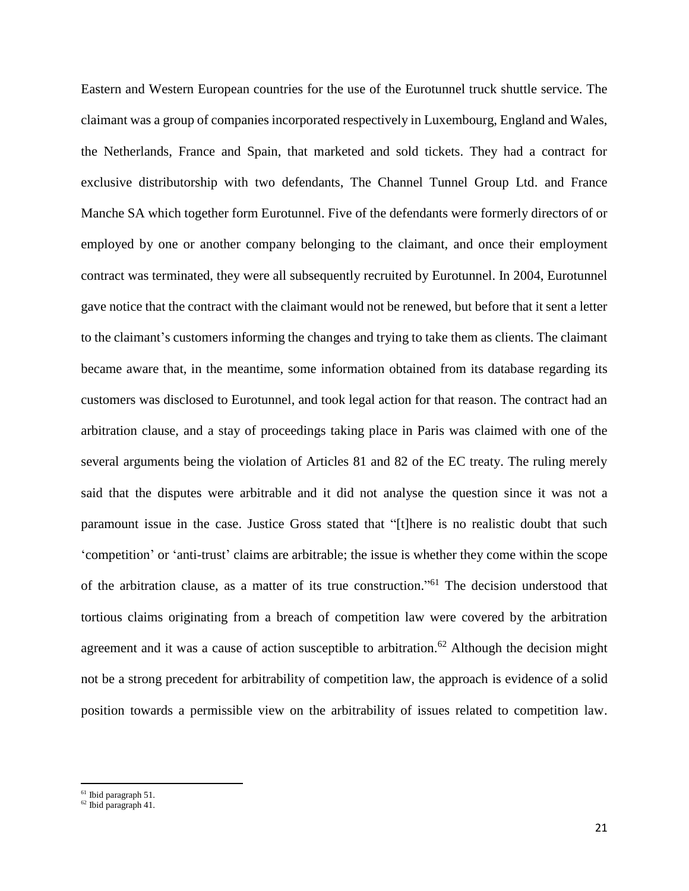Eastern and Western European countries for the use of the Eurotunnel truck shuttle service. The claimant was a group of companies incorporated respectively in Luxembourg, England and Wales, the Netherlands, France and Spain, that marketed and sold tickets. They had a contract for exclusive distributorship with two defendants, The Channel Tunnel Group Ltd. and France Manche SA which together form Eurotunnel. Five of the defendants were formerly directors of or employed by one or another company belonging to the claimant, and once their employment contract was terminated, they were all subsequently recruited by Eurotunnel. In 2004, Eurotunnel gave notice that the contract with the claimant would not be renewed, but before that it sent a letter to the claimant's customers informing the changes and trying to take them as clients. The claimant became aware that, in the meantime, some information obtained from its database regarding its customers was disclosed to Eurotunnel, and took legal action for that reason. The contract had an arbitration clause, and a stay of proceedings taking place in Paris was claimed with one of the several arguments being the violation of Articles 81 and 82 of the EC treaty. The ruling merely said that the disputes were arbitrable and it did not analyse the question since it was not a paramount issue in the case. Justice Gross stated that "[t]here is no realistic doubt that such 'competition' or 'anti-trust' claims are arbitrable; the issue is whether they come within the scope of the arbitration clause, as a matter of its true construction."[61] The decision understood that tortious claims originating from a breach of competition law were covered by the arbitration agreement and it was a cause of action susceptible to arbitration.[62] Although the decision might not be a strong precedent for arbitrability of competition law, the approach is evidence of a solid position towards a permissible view on the arbitrability of issues related to competition law.

[61] Ibid paragraph 51.
[62] Ibid paragraph 41.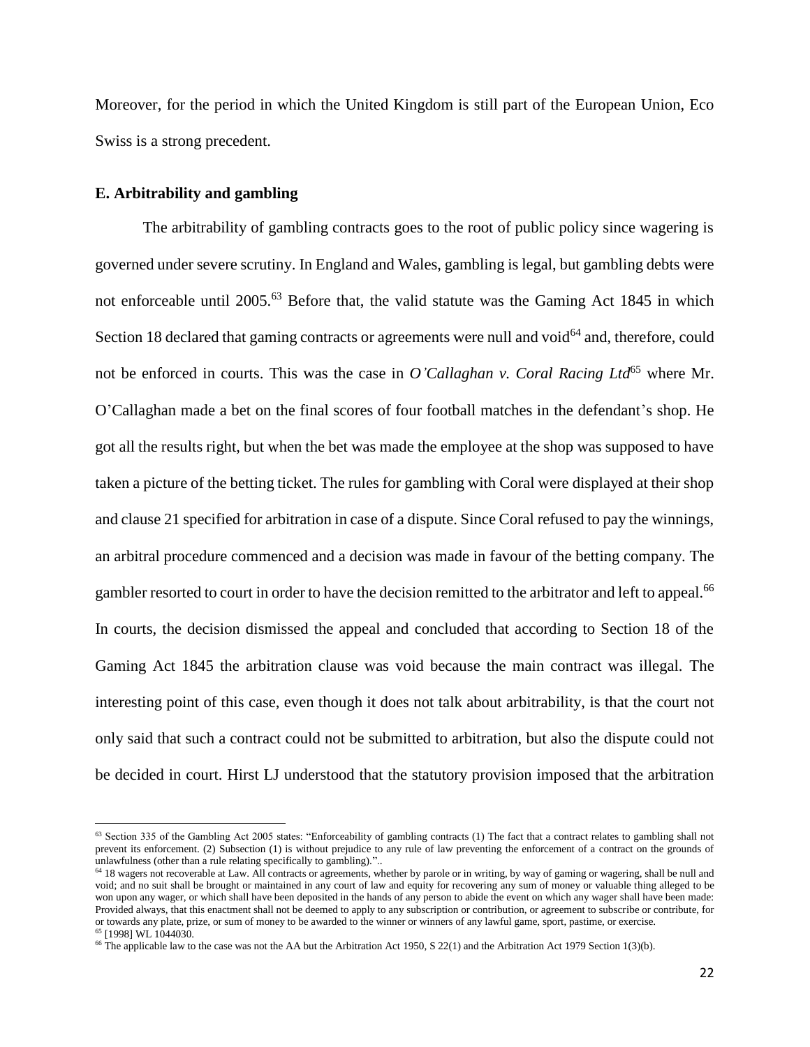Moreover, for the period in which the United Kingdom is still part of the European Union, Eco Swiss is a strong precedent.

**E. Arbitrability and gambling**

The arbitrability of gambling contracts goes to the root of public policy since wagering is governed under severe scrutiny. In England and Wales, gambling is legal, but gambling debts were not enforceable until 2005.[63] Before that, the valid statute was the Gaming Act 1845 in which Section 18 declared that gaming contracts or agreements were null and void[64] and, therefore, could not be enforced in courts. This was the case in *O'Callaghan v. Coral Racing Ltd*[65] where Mr. O'Callaghan made a bet on the final scores of four football matches in the defendant's shop. He got all the results right, but when the bet was made the employee at the shop was supposed to have taken a picture of the betting ticket. The rules for gambling with Coral were displayed at their shop and clause 21 specified for arbitration in case of a dispute. Since Coral refused to pay the winnings, an arbitral procedure commenced and a decision was made in favour of the betting company. The gambler resorted to court in order to have the decision remitted to the arbitrator and left to appeal.[66] In courts, the decision dismissed the appeal and concluded that according to Section 18 of the Gaming Act 1845 the arbitration clause was void because the main contract was illegal. The interesting point of this case, even though it does not talk about arbitrability, is that the court not only said that such a contract could not be submitted to arbitration, but also the dispute could not be decided in court. Hirst LJ understood that the statutory provision imposed that the arbitration

---

[63] Section 335 of the Gambling Act 2005 states: "Enforceability of gambling contracts (1) The fact that a contract relates to gambling shall not prevent its enforcement. (2) Subsection (1) is without prejudice to any rule of law preventing the enforcement of a contract on the grounds of unlawfulness (other than a rule relating specifically to gambling)."..

[64] 18 wagers not recoverable at Law. All contracts or agreements, whether by parole or in writing, by way of gaming or wagering, shall be null and void; and no suit shall be brought or maintained in any court of law and equity for recovering any sum of money or valuable thing alleged to be won upon any wager, or which shall have been deposited in the hands of any person to abide the event on which any wager shall have been made: Provided always, that this enactment shall not be deemed to apply to any subscription or contribution, or agreement to subscribe or contribute, for or towards any plate, prize, or sum of money to be awarded to the winner or winners of any lawful game, sport, pastime, or exercise.

[65] [1998] WL 1044030.

[66] The applicable law to the case was not the AA but the Arbitration Act 1950, S 22(1) and the Arbitration Act 1979 Section 1(3)(b).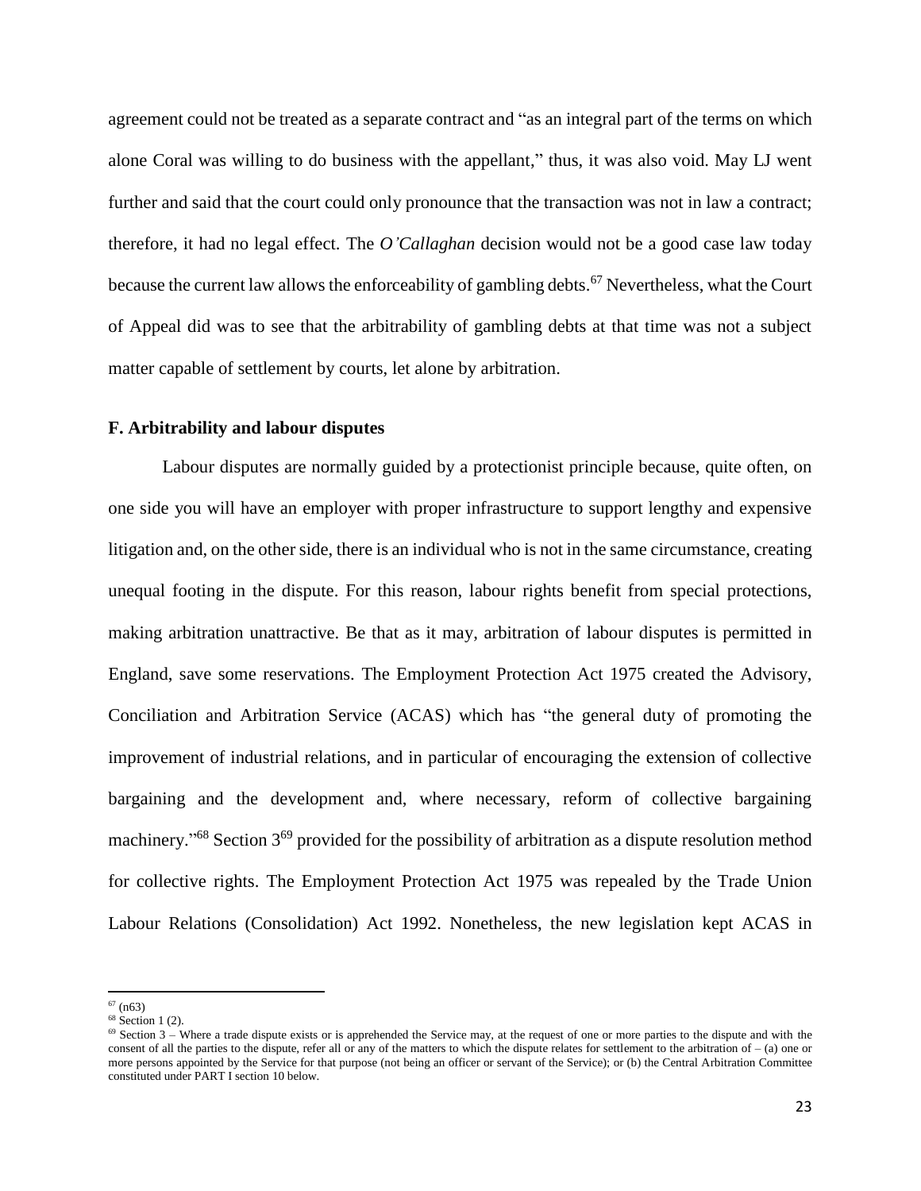agreement could not be treated as a separate contract and "as an integral part of the terms on which alone Coral was willing to do business with the appellant," thus, it was also void. May LJ went further and said that the court could only pronounce that the transaction was not in law a contract; therefore, it had no legal effect. The *O'Callaghan* decision would not be a good case law today because the current law allows the enforceability of gambling debts.[67] Nevertheless, what the Court of Appeal did was to see that the arbitrability of gambling debts at that time was not a subject matter capable of settlement by courts, let alone by arbitration.

### F. Arbitrability and labour disputes

Labour disputes are normally guided by a protectionist principle because, quite often, on one side you will have an employer with proper infrastructure to support lengthy and expensive litigation and, on the other side, there is an individual who is not in the same circumstance, creating unequal footing in the dispute. For this reason, labour rights benefit from special protections, making arbitration unattractive. Be that as it may, arbitration of labour disputes is permitted in England, save some reservations. The Employment Protection Act 1975 created the Advisory, Conciliation and Arbitration Service (ACAS) which has "the general duty of promoting the improvement of industrial relations, and in particular of encouraging the extension of collective bargaining and the development and, where necessary, reform of collective bargaining machinery."[68] Section 3[69] provided for the possibility of arbitration as a dispute resolution method for collective rights. The Employment Protection Act 1975 was repealed by the Trade Union Labour Relations (Consolidation) Act 1992. Nonetheless, the new legislation kept ACAS in

---

[67] (n63)

[68] Section 1 (2).

[69] Section 3 – Where a trade dispute exists or is apprehended the Service may, at the request of one or more parties to the dispute and with the consent of all the parties to the dispute, refer all or any of the matters to which the dispute relates for settlement to the arbitration of – (a) one or more persons appointed by the Service for that purpose (not being an officer or servant of the Service); or (b) the Central Arbitration Committee constituted under PART I section 10 below.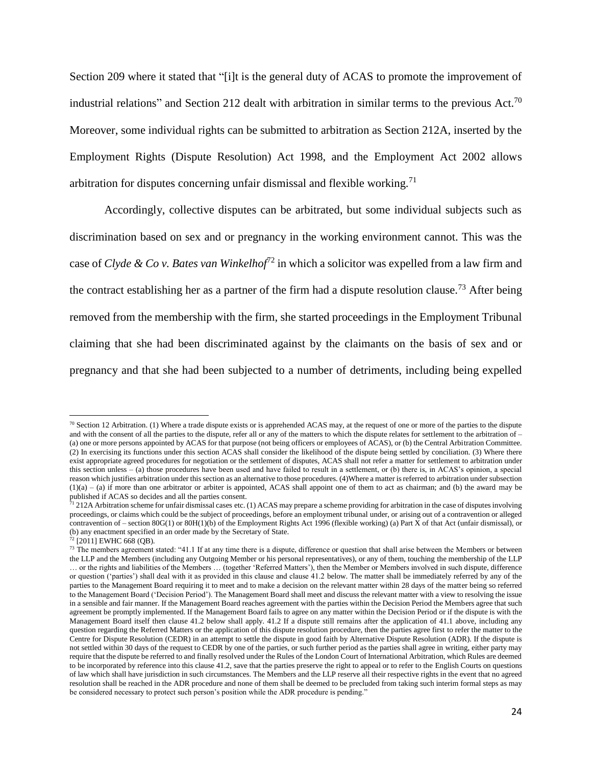Section 209 where it stated that "[i]t is the general duty of ACAS to promote the improvement of industrial relations" and Section 212 dealt with arbitration in similar terms to the previous Act.[70] Moreover, some individual rights can be submitted to arbitration as Section 212A, inserted by the Employment Rights (Dispute Resolution) Act 1998, and the Employment Act 2002 allows arbitration for disputes concerning unfair dismissal and flexible working.[71]

Accordingly, collective disputes can be arbitrated, but some individual subjects such as discrimination based on sex and or pregnancy in the working environment cannot. This was the case of *Clyde & Co v. Bates van Winkelhof*[72] in which a solicitor was expelled from a law firm and the contract establishing her as a partner of the firm had a dispute resolution clause.[73] After being removed from the membership with the firm, she started proceedings in the Employment Tribunal claiming that she had been discriminated against by the claimants on the basis of sex and or pregnancy and that she had been subjected to a number of detriments, including being expelled

---

[70] Section 12 Arbitration. (1) Where a trade dispute exists or is apprehended ACAS may, at the request of one or more of the parties to the dispute and with the consent of all the parties to the dispute, refer all or any of the matters to which the dispute relates for settlement to the arbitration of – (a) one or more persons appointed by ACAS for that purpose (not being officers or employees of ACAS), or (b) the Central Arbitration Committee. (2) In exercising its functions under this section ACAS shall consider the likelihood of the dispute being settled by conciliation. (3) Where there exist appropriate agreed procedures for negotiation or the settlement of disputes, ACAS shall not refer a matter for settlement to arbitration under this section unless – (a) those procedures have been used and have failed to result in a settlement, or (b) there is, in ACAS's opinion, a special reason which justifies arbitration under this section as an alternative to those procedures. (4)Where a matter is referred to arbitration under subsection (1)(a) – (a) if more than one arbitrator or arbiter is appointed, ACAS shall appoint one of them to act as chairman; and (b) the award may be published if ACAS so decides and all the parties consent.

[71] 212A Arbitration scheme for unfair dismissal cases etc. (1) ACAS may prepare a scheme providing for arbitration in the case of disputes involving proceedings, or claims which could be the subject of proceedings, before an employment tribunal under, or arising out of a contravention or alleged contravention of – section 80G(1) or 80H(1)(b) of the Employment Rights Act 1996 (flexible working) (a) Part X of that Act (unfair dismissal), or (b) any enactment specified in an order made by the Secretary of State.

[72] [2011] EWHC 668 (QB).

[73] The members agreement stated: "41.1 If at any time there is a dispute, difference or question that shall arise between the Members or between the LLP and the Members (including any Outgoing Member or his personal representatives), or any of them, touching the membership of the LLP … or the rights and liabilities of the Members … (together 'Referred Matters'), then the Member or Members involved in such dispute, difference or question ('parties') shall deal with it as provided in this clause and clause 41.2 below. The matter shall be immediately referred by any of the parties to the Management Board requiring it to meet and to make a decision on the relevant matter within 28 days of the matter being so referred to the Management Board ('Decision Period'). The Management Board shall meet and discuss the relevant matter with a view to resolving the issue in a sensible and fair manner. If the Management Board reaches agreement with the parties within the Decision Period the Members agree that such agreement be promptly implemented. If the Management Board fails to agree on any matter within the Decision Period or if the dispute is with the Management Board itself then clause 41.2 below shall apply. 41.2 If a dispute still remains after the application of 41.1 above, including any question regarding the Referred Matters or the application of this dispute resolution procedure, then the parties agree first to refer the matter to the Centre for Dispute Resolution (CEDR) in an attempt to settle the dispute in good faith by Alternative Dispute Resolution (ADR). If the dispute is not settled within 30 days of the request to CEDR by one of the parties, or such further period as the parties shall agree in writing, either party may require that the dispute be referred to and finally resolved under the Rules of the London Court of International Arbitration, which Rules are deemed to be incorporated by reference into this clause 41.2, save that the parties preserve the right to appeal or to refer to the English Courts on questions of law which shall have jurisdiction in such circumstances. The Members and the LLP reserve all their respective rights in the event that no agreed resolution shall be reached in the ADR procedure and none of them shall be deemed to be precluded from taking such interim formal steps as may be considered necessary to protect such person's position while the ADR procedure is pending."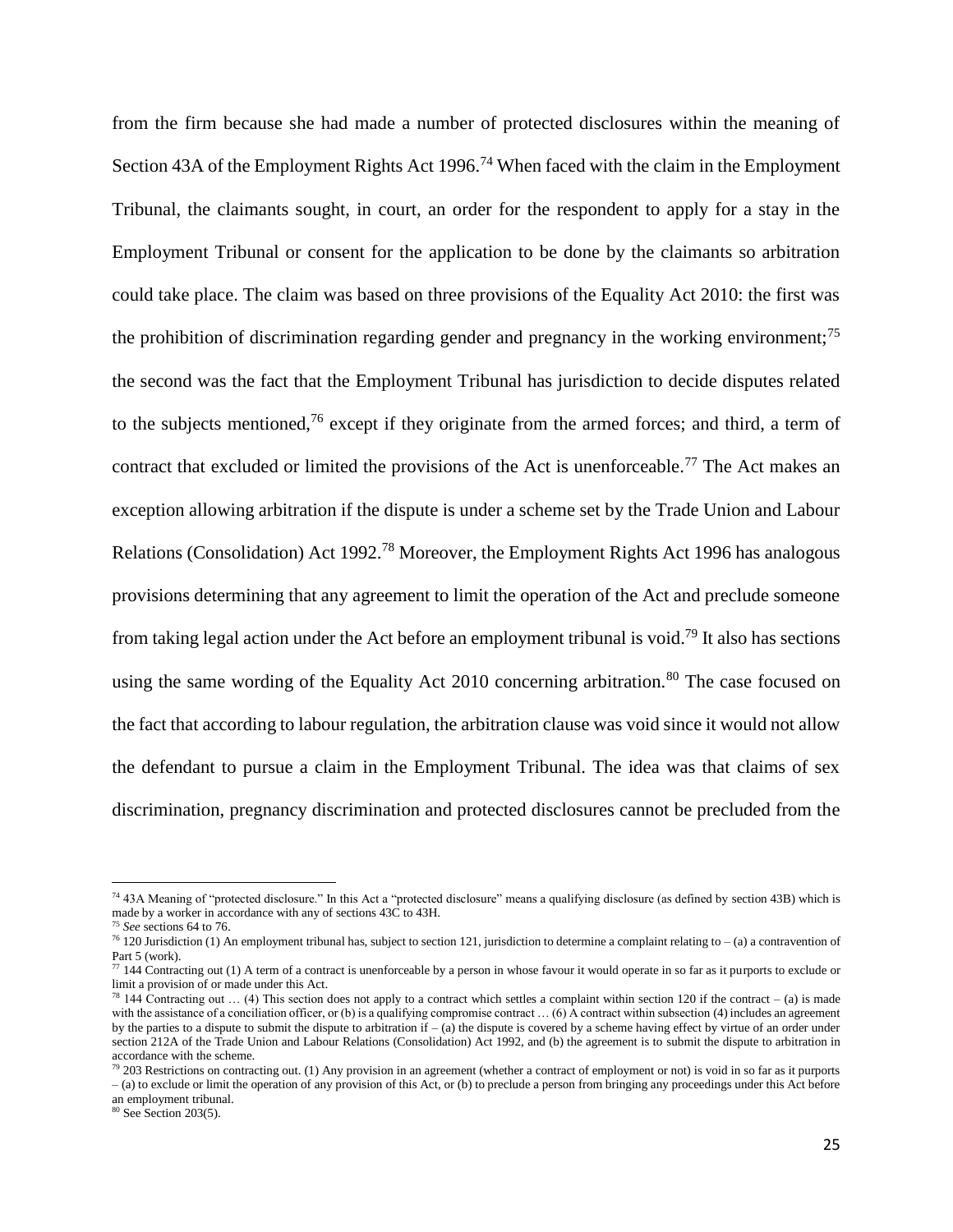from the firm because she had made a number of protected disclosures within the meaning of Section 43A of the Employment Rights Act 1996.[74] When faced with the claim in the Employment Tribunal, the claimants sought, in court, an order for the respondent to apply for a stay in the Employment Tribunal or consent for the application to be done by the claimants so arbitration could take place. The claim was based on three provisions of the Equality Act 2010: the first was the prohibition of discrimination regarding gender and pregnancy in the working environment;[75] the second was the fact that the Employment Tribunal has jurisdiction to decide disputes related to the subjects mentioned,[76] except if they originate from the armed forces; and third, a term of contract that excluded or limited the provisions of the Act is unenforceable.[77] The Act makes an exception allowing arbitration if the dispute is under a scheme set by the Trade Union and Labour Relations (Consolidation) Act 1992.[78] Moreover, the Employment Rights Act 1996 has analogous provisions determining that any agreement to limit the operation of the Act and preclude someone from taking legal action under the Act before an employment tribunal is void.[79] It also has sections using the same wording of the Equality Act 2010 concerning arbitration.[80] The case focused on the fact that according to labour regulation, the arbitration clause was void since it would not allow the defendant to pursue a claim in the Employment Tribunal. The idea was that claims of sex discrimination, pregnancy discrimination and protected disclosures cannot be precluded from the

---

[74] 43A Meaning of "protected disclosure." In this Act a "protected disclosure" means a qualifying disclosure (as defined by section 43B) which is made by a worker in accordance with any of sections 43C to 43H.

[75] *See* sections 64 to 76.

[76] 120 Jurisdiction (1) An employment tribunal has, subject to section 121, jurisdiction to determine a complaint relating to – (a) a contravention of Part 5 (work).

[77] 144 Contracting out (1) A term of a contract is unenforceable by a person in whose favour it would operate in so far as it purports to exclude or limit a provision of or made under this Act.

[78] 144 Contracting out … (4) This section does not apply to a contract which settles a complaint within section 120 if the contract – (a) is made with the assistance of a conciliation officer, or (b) is a qualifying compromise contract … (6) A contract within subsection (4) includes an agreement by the parties to a dispute to submit the dispute to arbitration if – (a) the dispute is covered by a scheme having effect by virtue of an order under section 212A of the Trade Union and Labour Relations (Consolidation) Act 1992, and (b) the agreement is to submit the dispute to arbitration in accordance with the scheme.

[79] 203 Restrictions on contracting out. (1) Any provision in an agreement (whether a contract of employment or not) is void in so far as it purports – (a) to exclude or limit the operation of any provision of this Act, or (b) to preclude a person from bringing any proceedings under this Act before an employment tribunal.

[80] See Section 203(5).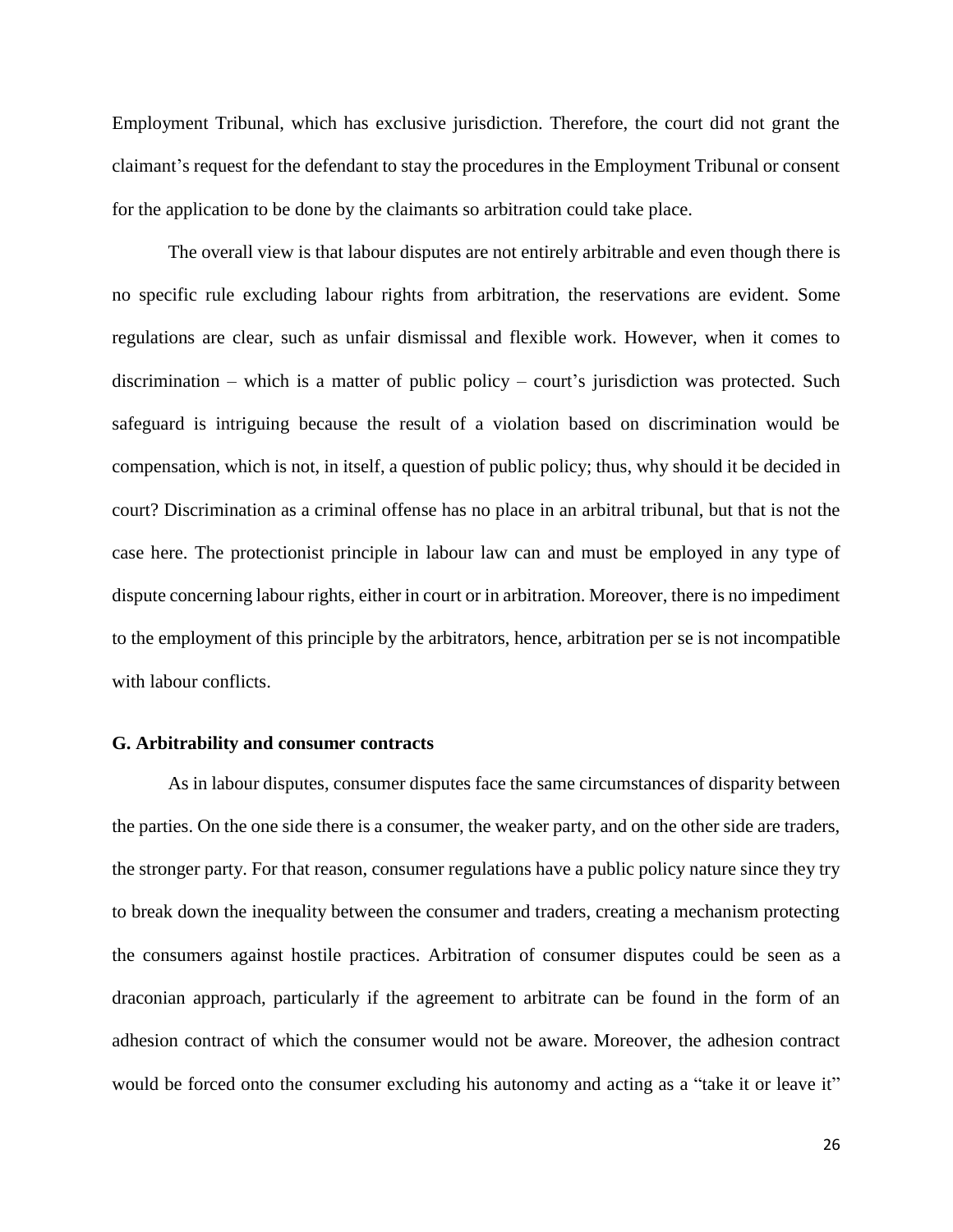Employment Tribunal, which has exclusive jurisdiction. Therefore, the court did not grant the claimant's request for the defendant to stay the procedures in the Employment Tribunal or consent for the application to be done by the claimants so arbitration could take place.

The overall view is that labour disputes are not entirely arbitrable and even though there is no specific rule excluding labour rights from arbitration, the reservations are evident. Some regulations are clear, such as unfair dismissal and flexible work. However, when it comes to discrimination – which is a matter of public policy – court's jurisdiction was protected. Such safeguard is intriguing because the result of a violation based on discrimination would be compensation, which is not, in itself, a question of public policy; thus, why should it be decided in court? Discrimination as a criminal offense has no place in an arbitral tribunal, but that is not the case here. The protectionist principle in labour law can and must be employed in any type of dispute concerning labour rights, either in court or in arbitration. Moreover, there is no impediment to the employment of this principle by the arbitrators, hence, arbitration per se is not incompatible with labour conflicts.

### G. Arbitrability and consumer contracts

As in labour disputes, consumer disputes face the same circumstances of disparity between the parties. On the one side there is a consumer, the weaker party, and on the other side are traders, the stronger party. For that reason, consumer regulations have a public policy nature since they try to break down the inequality between the consumer and traders, creating a mechanism protecting the consumers against hostile practices. Arbitration of consumer disputes could be seen as a draconian approach, particularly if the agreement to arbitrate can be found in the form of an adhesion contract of which the consumer would not be aware. Moreover, the adhesion contract would be forced onto the consumer excluding his autonomy and acting as a "take it or leave it"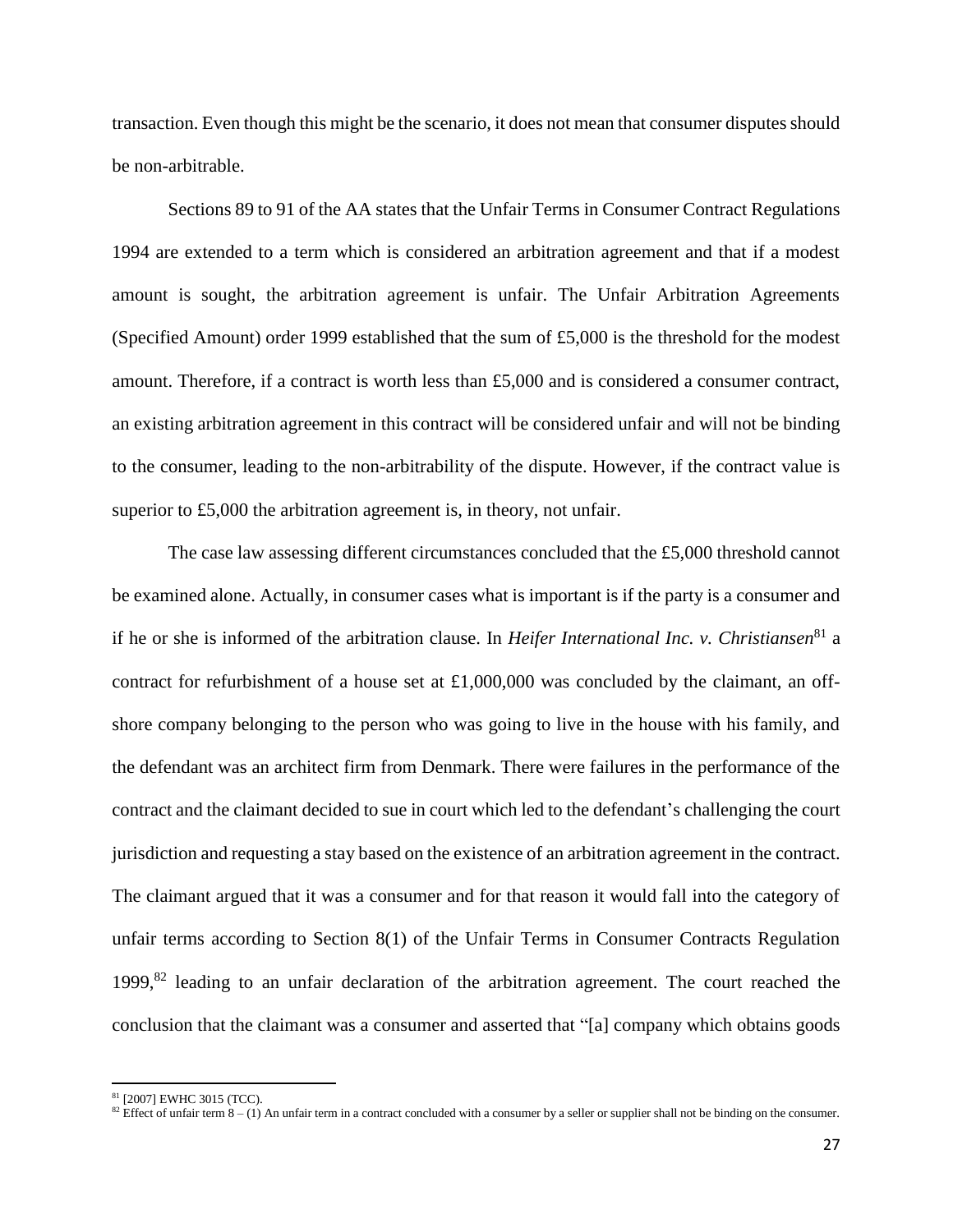transaction. Even though this might be the scenario, it does not mean that consumer disputes should be non-arbitrable.

Sections 89 to 91 of the AA states that the Unfair Terms in Consumer Contract Regulations 1994 are extended to a term which is considered an arbitration agreement and that if a modest amount is sought, the arbitration agreement is unfair. The Unfair Arbitration Agreements (Specified Amount) order 1999 established that the sum of £5,000 is the threshold for the modest amount. Therefore, if a contract is worth less than £5,000 and is considered a consumer contract, an existing arbitration agreement in this contract will be considered unfair and will not be binding to the consumer, leading to the non-arbitrability of the dispute. However, if the contract value is superior to £5,000 the arbitration agreement is, in theory, not unfair.

The case law assessing different circumstances concluded that the £5,000 threshold cannot be examined alone. Actually, in consumer cases what is important is if the party is a consumer and if he or she is informed of the arbitration clause. In *Heifer International Inc. v. Christiansen*[81] a contract for refurbishment of a house set at £1,000,000 was concluded by the claimant, an off-shore company belonging to the person who was going to live in the house with his family, and the defendant was an architect firm from Denmark. There were failures in the performance of the contract and the claimant decided to sue in court which led to the defendant's challenging the court jurisdiction and requesting a stay based on the existence of an arbitration agreement in the contract. The claimant argued that it was a consumer and for that reason it would fall into the category of unfair terms according to Section 8(1) of the Unfair Terms in Consumer Contracts Regulation 1999,[82] leading to an unfair declaration of the arbitration agreement. The court reached the conclusion that the claimant was a consumer and asserted that "[a] company which obtains goods

[81] [2007] EWHC 3015 (TCC).

[82] Effect of unfair term 8 – (1) An unfair term in a contract concluded with a consumer by a seller or supplier shall not be binding on the consumer.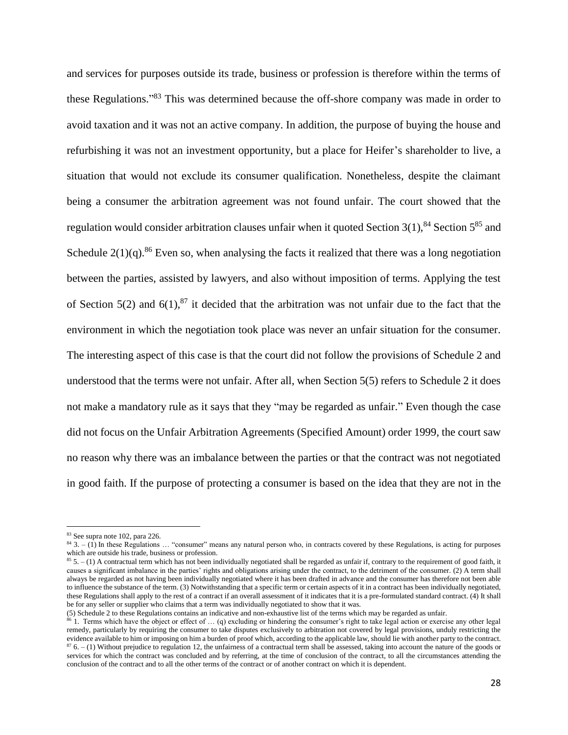and services for purposes outside its trade, business or profession is therefore within the terms of these Regulations."[83] This was determined because the off-shore company was made in order to avoid taxation and it was not an active company. In addition, the purpose of buying the house and refurbishing it was not an investment opportunity, but a place for Heifer's shareholder to live, a situation that would not exclude its consumer qualification. Nonetheless, despite the claimant being a consumer the arbitration agreement was not found unfair. The court showed that the regulation would consider arbitration clauses unfair when it quoted Section 3(1),[84] Section 5[85] and Schedule 2(1)(q).[86] Even so, when analysing the facts it realized that there was a long negotiation between the parties, assisted by lawyers, and also without imposition of terms. Applying the test of Section 5(2) and 6(1),[87] it decided that the arbitration was not unfair due to the fact that the environment in which the negotiation took place was never an unfair situation for the consumer. The interesting aspect of this case is that the court did not follow the provisions of Schedule 2 and understood that the terms were not unfair. After all, when Section 5(5) refers to Schedule 2 it does not make a mandatory rule as it says that they "may be regarded as unfair." Even though the case did not focus on the Unfair Arbitration Agreements (Specified Amount) order 1999, the court saw no reason why there was an imbalance between the parties or that the contract was not negotiated in good faith. If the purpose of protecting a consumer is based on the idea that they are not in the

---

[83] See supra note 102, para 226.

[84] 3. – (1) In these Regulations … "consumer" means any natural person who, in contracts covered by these Regulations, is acting for purposes which are outside his trade, business or profession.

[85] 5. – (1) A contractual term which has not been individually negotiated shall be regarded as unfair if, contrary to the requirement of good faith, it causes a significant imbalance in the parties' rights and obligations arising under the contract, to the detriment of the consumer. (2) A term shall always be regarded as not having been individually negotiated where it has been drafted in advance and the consumer has therefore not been able to influence the substance of the term. (3) Notwithstanding that a specific term or certain aspects of it in a contract has been individually negotiated, these Regulations shall apply to the rest of a contract if an overall assessment of it indicates that it is a pre-formulated standard contract. (4) It shall be for any seller or supplier who claims that a term was individually negotiated to show that it was.
(5) Schedule 2 to these Regulations contains an indicative and non-exhaustive list of the terms which may be regarded as unfair.

[86] 1. Terms which have the object or effect of … (q) excluding or hindering the consumer's right to take legal action or exercise any other legal remedy, particularly by requiring the consumer to take disputes exclusively to arbitration not covered by legal provisions, unduly restricting the evidence available to him or imposing on him a burden of proof which, according to the applicable law, should lie with another party to the contract.

[87] 6. – (1) Without prejudice to regulation 12, the unfairness of a contractual term shall be assessed, taking into account the nature of the goods or services for which the contract was concluded and by referring, at the time of conclusion of the contract, to all the circumstances attending the conclusion of the contract and to all the other terms of the contract or of another contract on which it is dependent.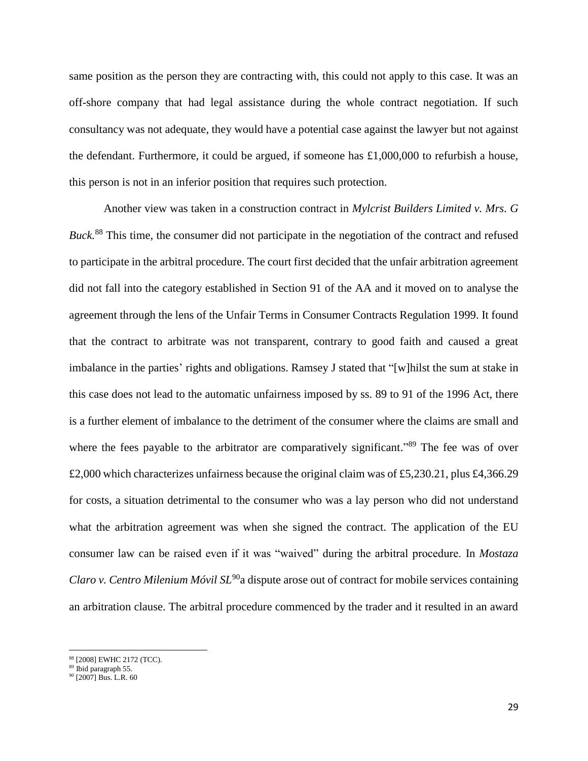same position as the person they are contracting with, this could not apply to this case. It was an off-shore company that had legal assistance during the whole contract negotiation. If such consultancy was not adequate, they would have a potential case against the lawyer but not against the defendant. Furthermore, it could be argued, if someone has £1,000,000 to refurbish a house, this person is not in an inferior position that requires such protection.

Another view was taken in a construction contract in *Mylcrist Builders Limited v. Mrs. G Buck.*[88] This time, the consumer did not participate in the negotiation of the contract and refused to participate in the arbitral procedure. The court first decided that the unfair arbitration agreement did not fall into the category established in Section 91 of the AA and it moved on to analyse the agreement through the lens of the Unfair Terms in Consumer Contracts Regulation 1999. It found that the contract to arbitrate was not transparent, contrary to good faith and caused a great imbalance in the parties' rights and obligations. Ramsey J stated that "[w]hilst the sum at stake in this case does not lead to the automatic unfairness imposed by ss. 89 to 91 of the 1996 Act, there is a further element of imbalance to the detriment of the consumer where the claims are small and where the fees payable to the arbitrator are comparatively significant."[89] The fee was of over £2,000 which characterizes unfairness because the original claim was of £5,230.21, plus £4,366.29 for costs, a situation detrimental to the consumer who was a lay person who did not understand what the arbitration agreement was when she signed the contract. The application of the EU consumer law can be raised even if it was "waived" during the arbitral procedure. In *Mostaza Claro v. Centro Milenium Móvil SL*[90] a dispute arose out of contract for mobile services containing an arbitration clause. The arbitral procedure commenced by the trader and it resulted in an award

---

[88] [2008] EWHC 2172 (TCC).

[89] Ibid paragraph 55.

[90] [2007] Bus. L.R. 60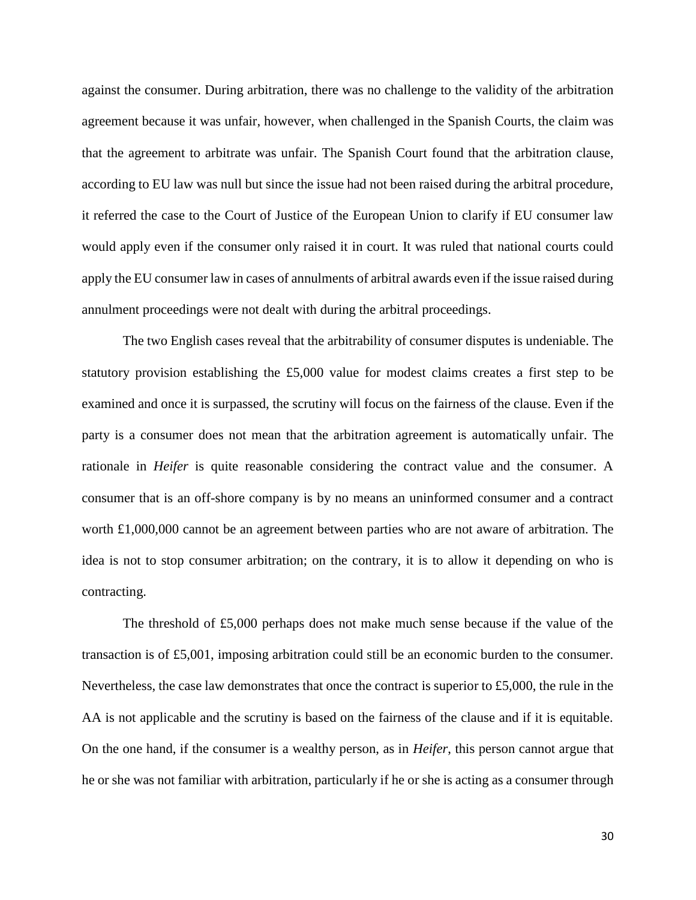against the consumer. During arbitration, there was no challenge to the validity of the arbitration agreement because it was unfair, however, when challenged in the Spanish Courts, the claim was that the agreement to arbitrate was unfair. The Spanish Court found that the arbitration clause, according to EU law was null but since the issue had not been raised during the arbitral procedure, it referred the case to the Court of Justice of the European Union to clarify if EU consumer law would apply even if the consumer only raised it in court. It was ruled that national courts could apply the EU consumer law in cases of annulments of arbitral awards even if the issue raised during annulment proceedings were not dealt with during the arbitral proceedings.

The two English cases reveal that the arbitrability of consumer disputes is undeniable. The statutory provision establishing the £5,000 value for modest claims creates a first step to be examined and once it is surpassed, the scrutiny will focus on the fairness of the clause. Even if the party is a consumer does not mean that the arbitration agreement is automatically unfair. The rationale in *Heifer* is quite reasonable considering the contract value and the consumer. A consumer that is an off-shore company is by no means an uninformed consumer and a contract worth £1,000,000 cannot be an agreement between parties who are not aware of arbitration. The idea is not to stop consumer arbitration; on the contrary, it is to allow it depending on who is contracting.

The threshold of £5,000 perhaps does not make much sense because if the value of the transaction is of £5,001, imposing arbitration could still be an economic burden to the consumer. Nevertheless, the case law demonstrates that once the contract is superior to £5,000, the rule in the AA is not applicable and the scrutiny is based on the fairness of the clause and if it is equitable. On the one hand, if the consumer is a wealthy person, as in *Heifer*, this person cannot argue that he or she was not familiar with arbitration, particularly if he or she is acting as a consumer through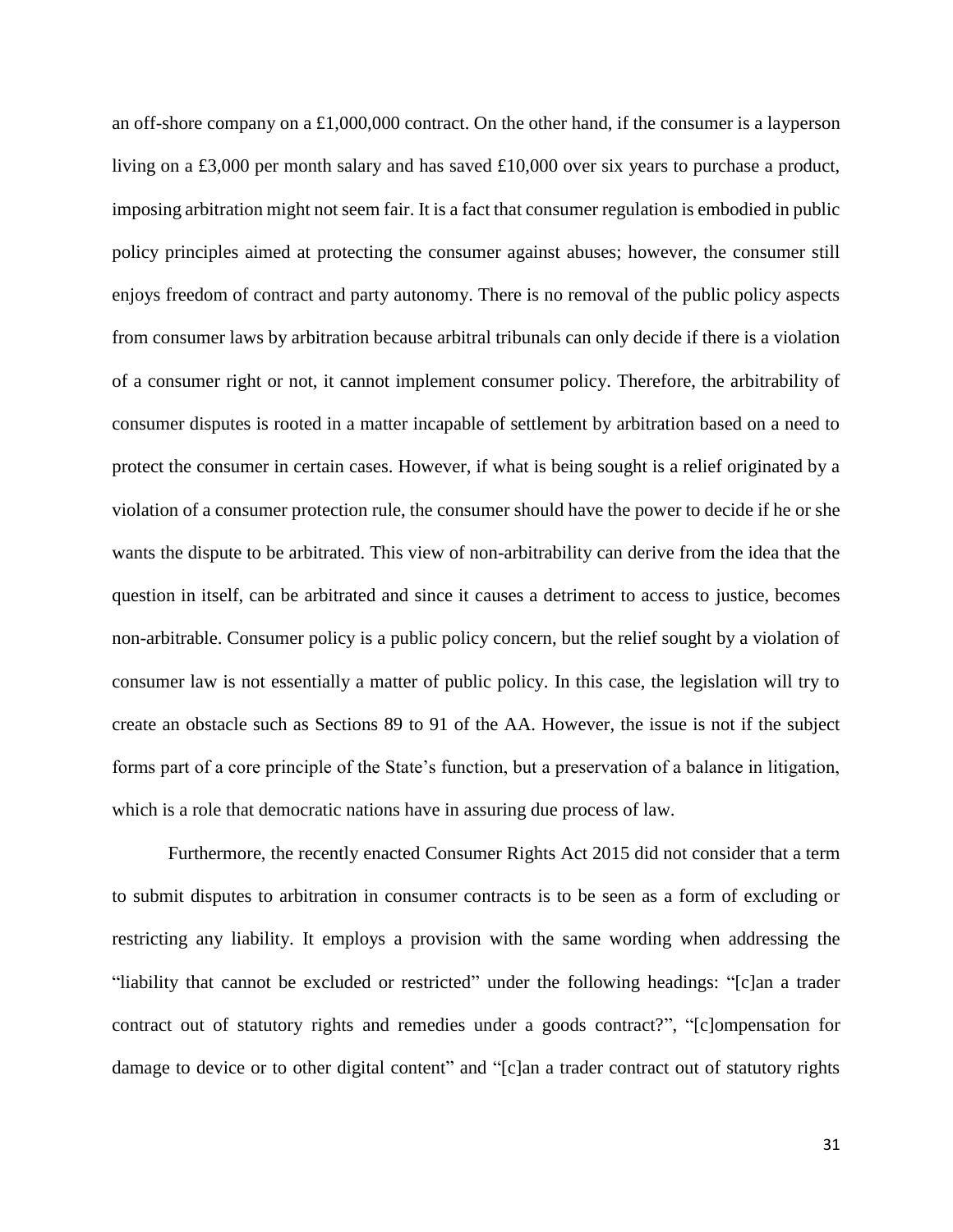an off-shore company on a £1,000,000 contract. On the other hand, if the consumer is a layperson living on a £3,000 per month salary and has saved £10,000 over six years to purchase a product, imposing arbitration might not seem fair. It is a fact that consumer regulation is embodied in public policy principles aimed at protecting the consumer against abuses; however, the consumer still enjoys freedom of contract and party autonomy. There is no removal of the public policy aspects from consumer laws by arbitration because arbitral tribunals can only decide if there is a violation of a consumer right or not, it cannot implement consumer policy. Therefore, the arbitrability of consumer disputes is rooted in a matter incapable of settlement by arbitration based on a need to protect the consumer in certain cases. However, if what is being sought is a relief originated by a violation of a consumer protection rule, the consumer should have the power to decide if he or she wants the dispute to be arbitrated. This view of non-arbitrability can derive from the idea that the question in itself, can be arbitrated and since it causes a detriment to access to justice, becomes non-arbitrable. Consumer policy is a public policy concern, but the relief sought by a violation of consumer law is not essentially a matter of public policy. In this case, the legislation will try to create an obstacle such as Sections 89 to 91 of the AA. However, the issue is not if the subject forms part of a core principle of the State's function, but a preservation of a balance in litigation, which is a role that democratic nations have in assuring due process of law.

Furthermore, the recently enacted Consumer Rights Act 2015 did not consider that a term to submit disputes to arbitration in consumer contracts is to be seen as a form of excluding or restricting any liability. It employs a provision with the same wording when addressing the "liability that cannot be excluded or restricted" under the following headings: "[c]an a trader contract out of statutory rights and remedies under a goods contract?", "[c]ompensation for damage to device or to other digital content" and "[c]an a trader contract out of statutory rights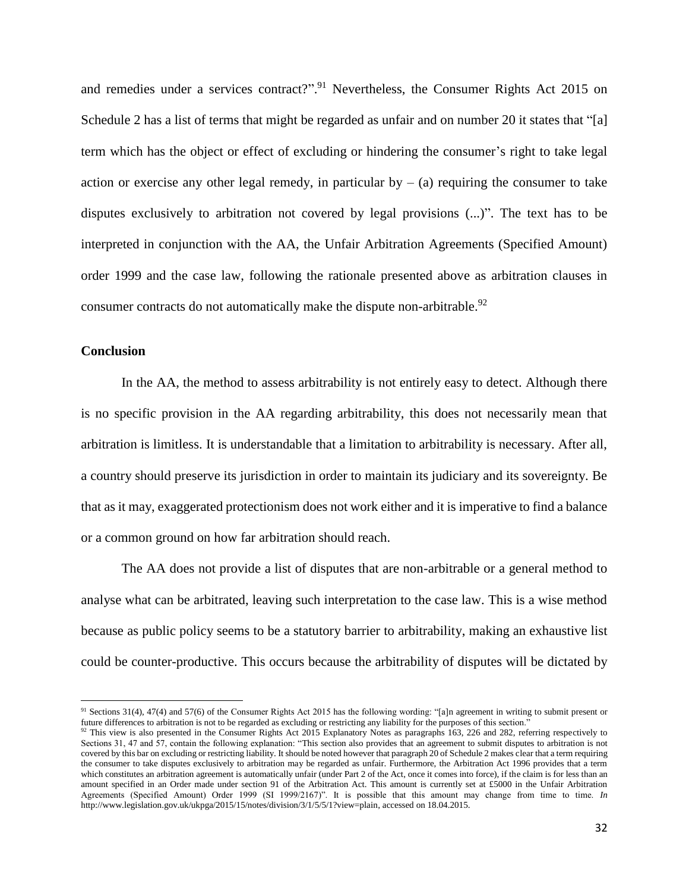and remedies under a services contract?".[91] Nevertheless, the Consumer Rights Act 2015 on Schedule 2 has a list of terms that might be regarded as unfair and on number 20 it states that "[a] term which has the object or effect of excluding or hindering the consumer's right to take legal action or exercise any other legal remedy, in particular by – (a) requiring the consumer to take disputes exclusively to arbitration not covered by legal provisions (...)". The text has to be interpreted in conjunction with the AA, the Unfair Arbitration Agreements (Specified Amount) order 1999 and the case law, following the rationale presented above as arbitration clauses in consumer contracts do not automatically make the dispute non-arbitrable.[92]

**Conclusion**

In the AA, the method to assess arbitrability is not entirely easy to detect. Although there is no specific provision in the AA regarding arbitrability, this does not necessarily mean that arbitration is limitless. It is understandable that a limitation to arbitrability is necessary. After all, a country should preserve its jurisdiction in order to maintain its judiciary and its sovereignty. Be that as it may, exaggerated protectionism does not work either and it is imperative to find a balance or a common ground on how far arbitration should reach.

The AA does not provide a list of disputes that are non-arbitrable or a general method to analyse what can be arbitrated, leaving such interpretation to the case law. This is a wise method because as public policy seems to be a statutory barrier to arbitrability, making an exhaustive list could be counter-productive. This occurs because the arbitrability of disputes will be dictated by

---

[91] Sections 31(4), 47(4) and 57(6) of the Consumer Rights Act 2015 has the following wording: "[a]n agreement in writing to submit present or future differences to arbitration is not to be regarded as excluding or restricting any liability for the purposes of this section."

[92] This view is also presented in the Consumer Rights Act 2015 Explanatory Notes as paragraphs 163, 226 and 282, referring respectively to Sections 31, 47 and 57, contain the following explanation: "This section also provides that an agreement to submit disputes to arbitration is not covered by this bar on excluding or restricting liability. It should be noted however that paragraph 20 of Schedule 2 makes clear that a term requiring the consumer to take disputes exclusively to arbitration may be regarded as unfair. Furthermore, the Arbitration Act 1996 provides that a term which constitutes an arbitration agreement is automatically unfair (under Part 2 of the Act, once it comes into force), if the claim is for less than an amount specified in an Order made under section 91 of the Arbitration Act. This amount is currently set at £5000 in the Unfair Arbitration Agreements (Specified Amount) Order 1999 (SI 1999/2167)". It is possible that this amount may change from time to time. *In* http://www.legislation.gov.uk/ukpga/2015/15/notes/division/3/1/5/5/1?view=plain, accessed on 18.04.2015.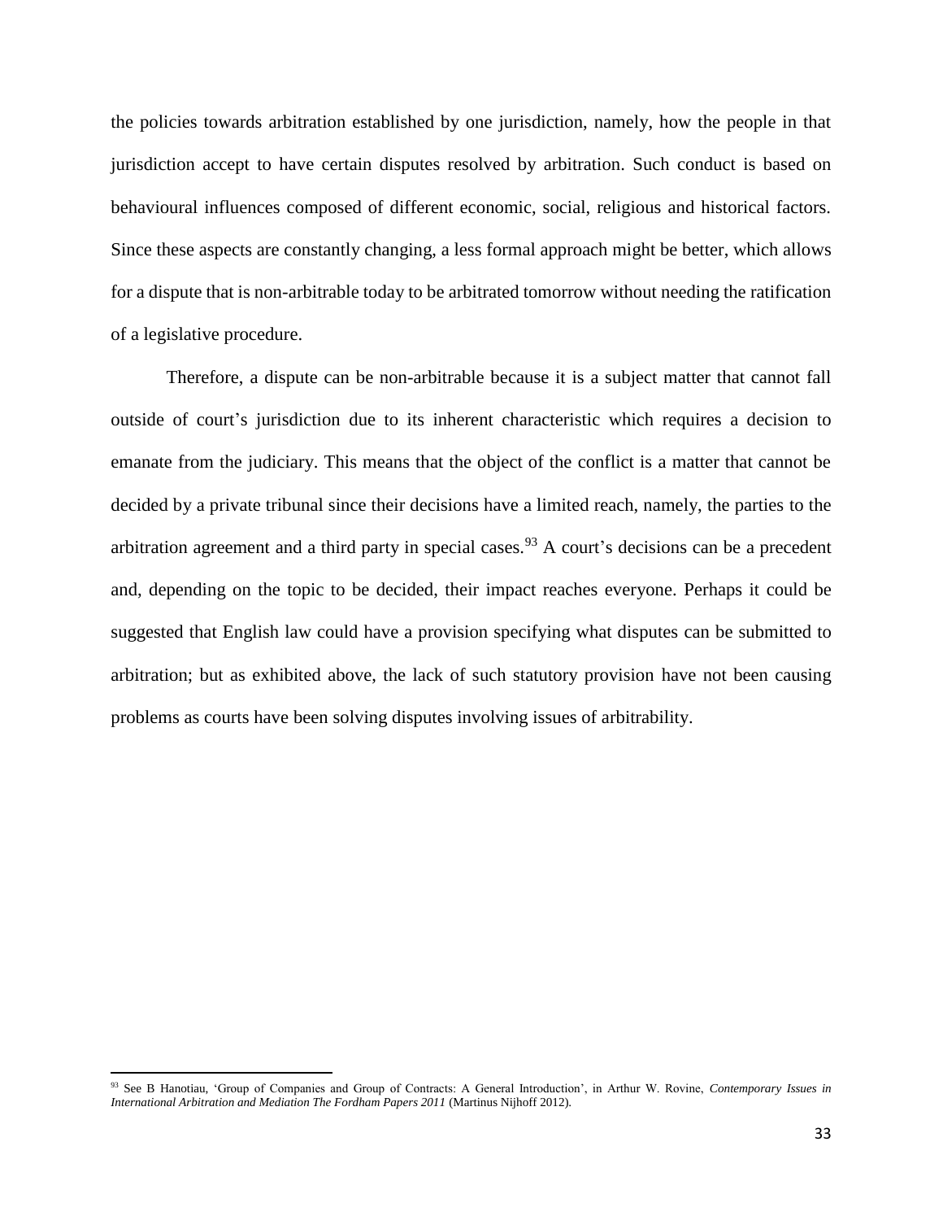the policies towards arbitration established by one jurisdiction, namely, how the people in that jurisdiction accept to have certain disputes resolved by arbitration. Such conduct is based on behavioural influences composed of different economic, social, religious and historical factors. Since these aspects are constantly changing, a less formal approach might be better, which allows for a dispute that is non-arbitrable today to be arbitrated tomorrow without needing the ratification of a legislative procedure.

Therefore, a dispute can be non-arbitrable because it is a subject matter that cannot fall outside of court's jurisdiction due to its inherent characteristic which requires a decision to emanate from the judiciary. This means that the object of the conflict is a matter that cannot be decided by a private tribunal since their decisions have a limited reach, namely, the parties to the arbitration agreement and a third party in special cases.[93] A court's decisions can be a precedent and, depending on the topic to be decided, their impact reaches everyone. Perhaps it could be suggested that English law could have a provision specifying what disputes can be submitted to arbitration; but as exhibited above, the lack of such statutory provision have not been causing problems as courts have been solving disputes involving issues of arbitrability.

---

[93] See B Hanotiau, 'Group of Companies and Group of Contracts: A General Introduction', in Arthur W. Rovine, *Contemporary Issues in International Arbitration and Mediation The Fordham Papers 2011* (Martinus Nijhoff 2012).